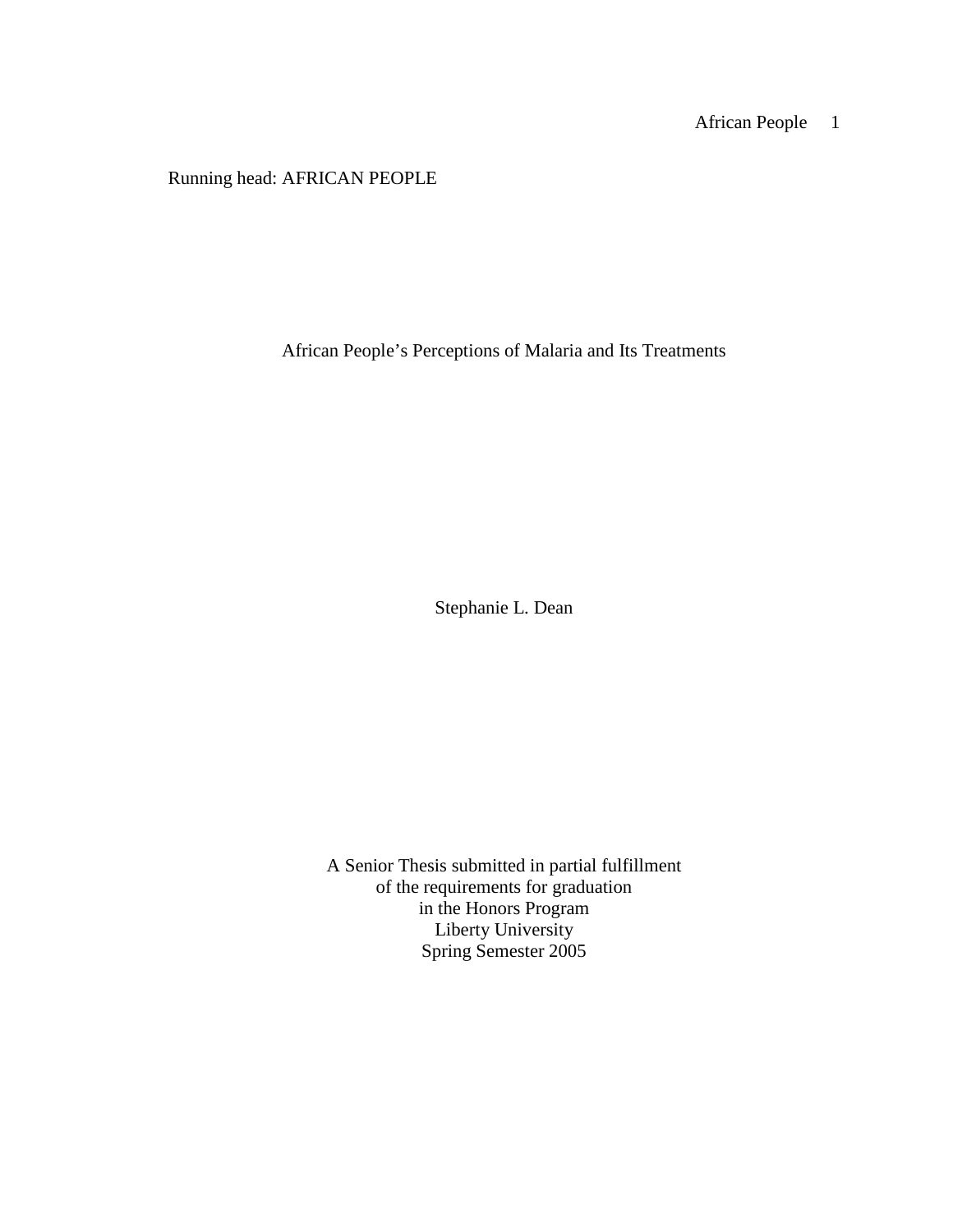Running head: AFRICAN PEOPLE

# African People's Perceptions of Malaria and Its Treatments

Stephanie L. Dean

A Senior Thesis submitted in partial fulfillment
of the requirements for graduation
in the Honors Program
Liberty University
Spring Semester 2005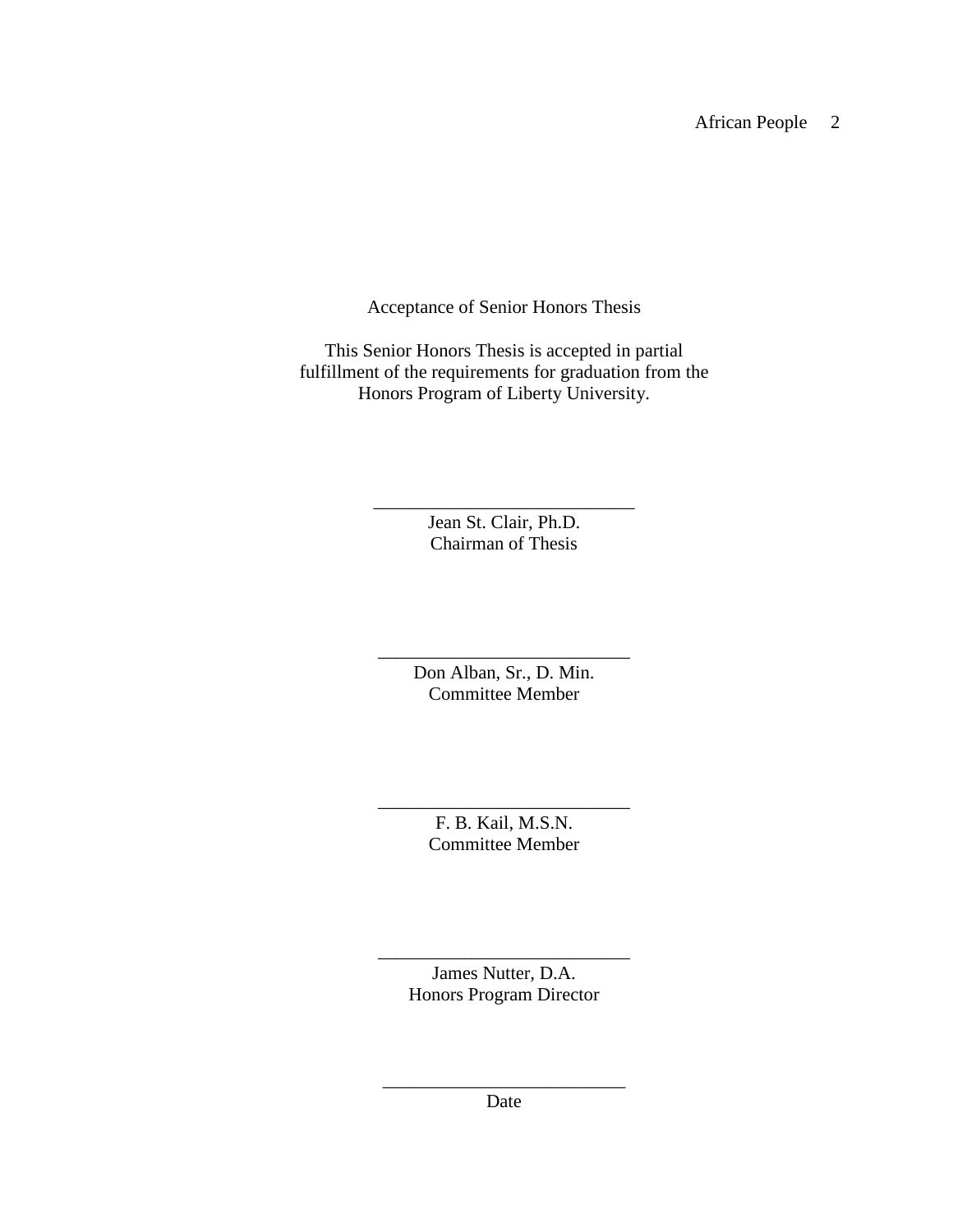Acceptance of Senior Honors Thesis

This Senior Honors Thesis is accepted in partial fulfillment of the requirements for graduation from the Honors Program of Liberty University.

______________________________
Jean St. Clair, Ph.D.
Chairman of Thesis

______________________________
Don Alban, Sr., D. Min.
Committee Member

______________________________
F. B. Kail, M.S.N.
Committee Member

______________________________
James Nutter, D.A.
Honors Program Director

______________________________
Date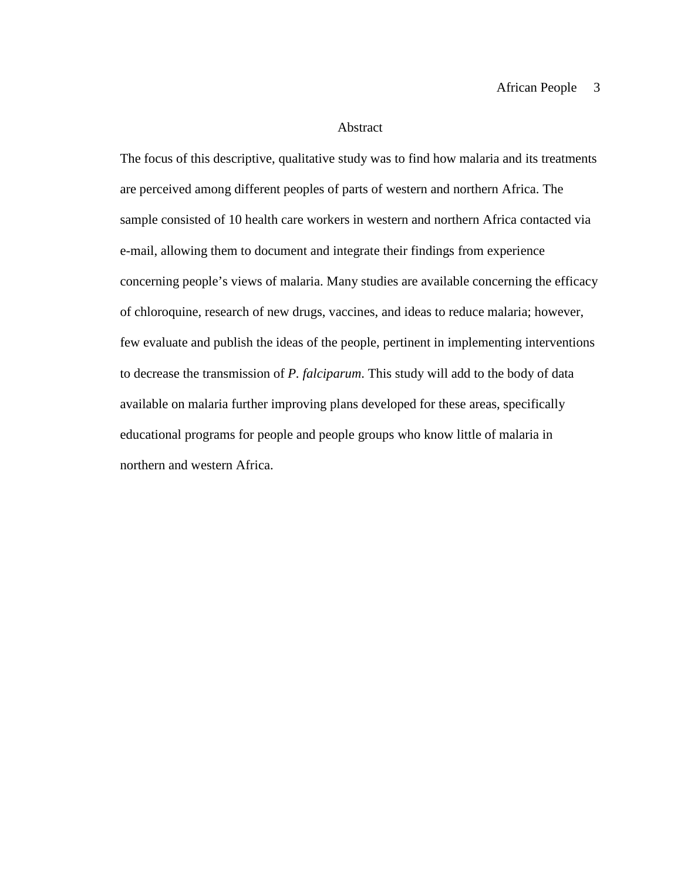# Abstract

The focus of this descriptive, qualitative study was to find how malaria and its treatments are perceived among different peoples of parts of western and northern Africa. The sample consisted of 10 health care workers in western and northern Africa contacted via e-mail, allowing them to document and integrate their findings from experience concerning people's views of malaria. Many studies are available concerning the efficacy of chloroquine, research of new drugs, vaccines, and ideas to reduce malaria; however, few evaluate and publish the ideas of the people, pertinent in implementing interventions to decrease the transmission of *P. falciparum*. This study will add to the body of data available on malaria further improving plans developed for these areas, specifically educational programs for people and people groups who know little of malaria in northern and western Africa.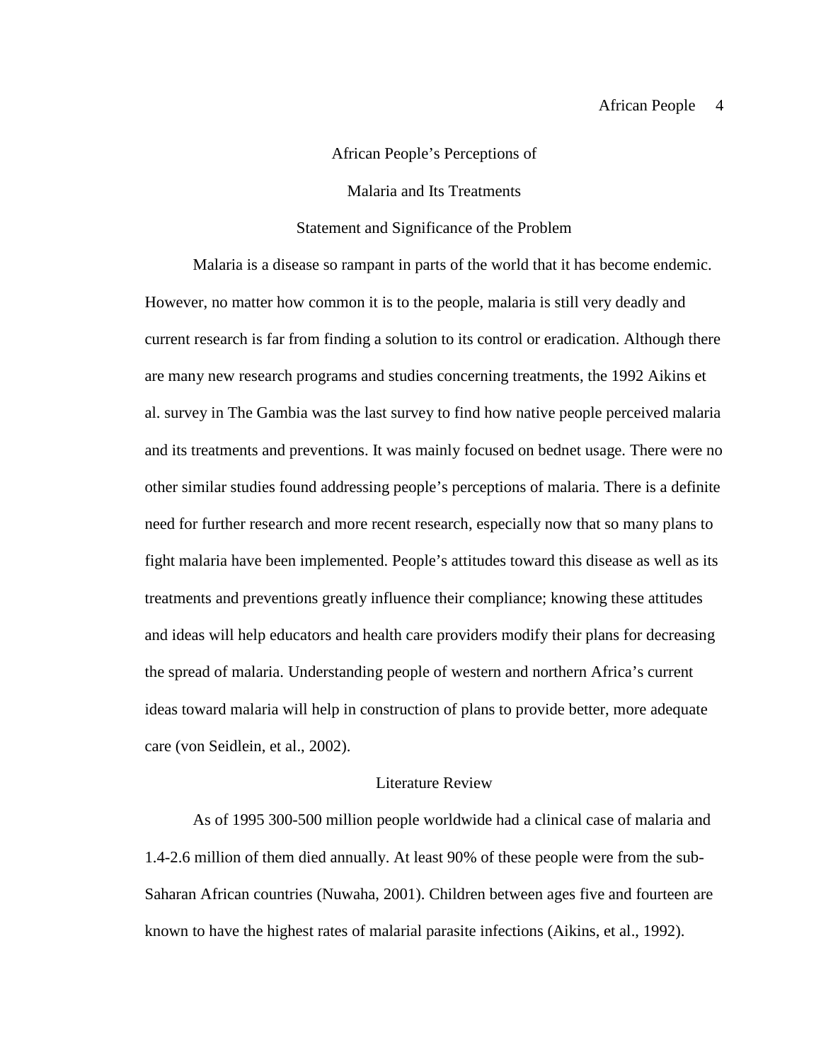# African People's Perceptions of

# Malaria and Its Treatments

## Statement and Significance of the Problem

Malaria is a disease so rampant in parts of the world that it has become endemic. However, no matter how common it is to the people, malaria is still very deadly and current research is far from finding a solution to its control or eradication. Although there are many new research programs and studies concerning treatments, the 1992 Aikins et al. survey in The Gambia was the last survey to find how native people perceived malaria and its treatments and preventions. It was mainly focused on bednet usage. There were no other similar studies found addressing people's perceptions of malaria. There is a definite need for further research and more recent research, especially now that so many plans to fight malaria have been implemented. People's attitudes toward this disease as well as its treatments and preventions greatly influence their compliance; knowing these attitudes and ideas will help educators and health care providers modify their plans for decreasing the spread of malaria. Understanding people of western and northern Africa's current ideas toward malaria will help in construction of plans to provide better, more adequate care (von Seidlein, et al., 2002).

## Literature Review

As of 1995 300-500 million people worldwide had a clinical case of malaria and 1.4-2.6 million of them died annually. At least 90% of these people were from the sub-Saharan African countries (Nuwaha, 2001). Children between ages five and fourteen are known to have the highest rates of malarial parasite infections (Aikins, et al., 1992).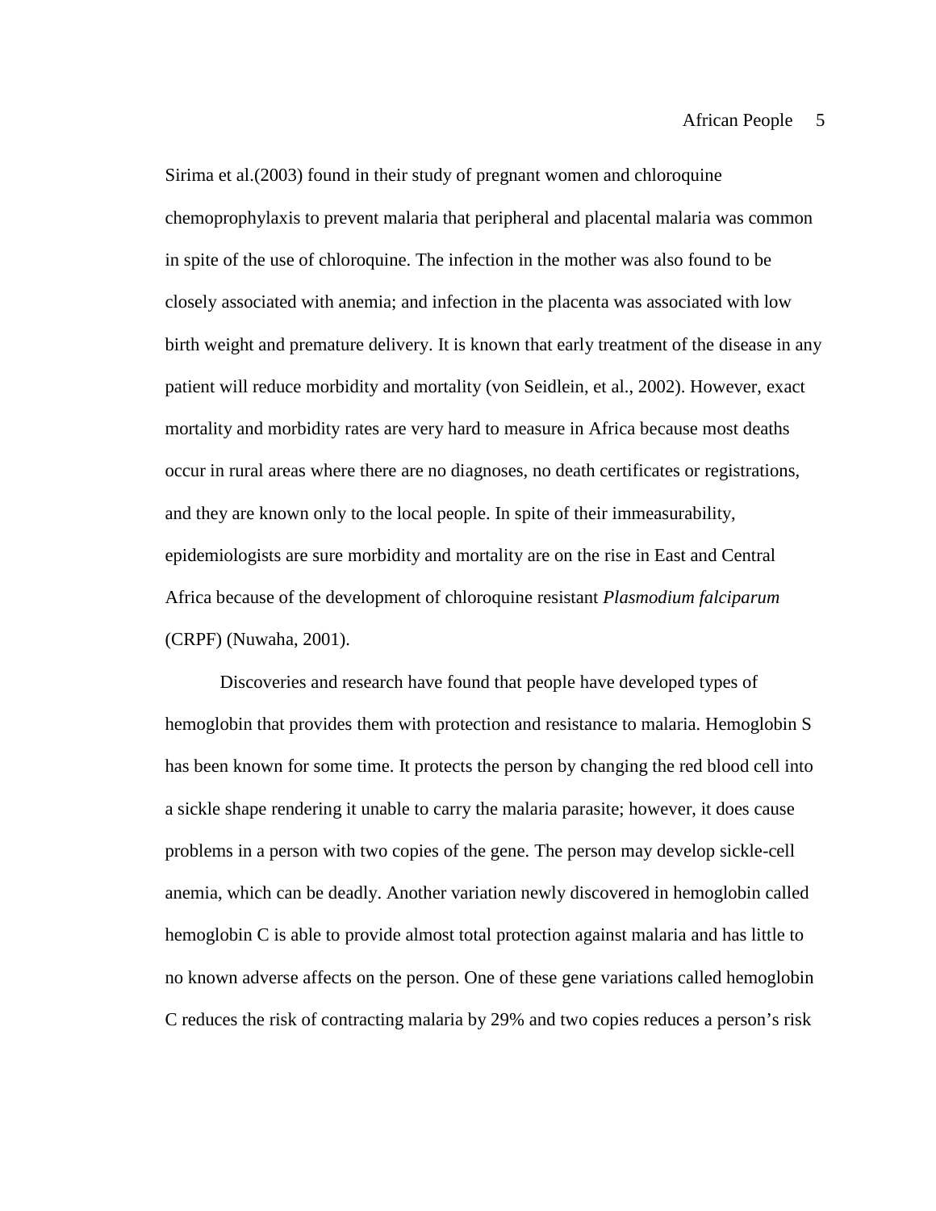Sirima et al.(2003) found in their study of pregnant women and chloroquine chemoprophylaxis to prevent malaria that peripheral and placental malaria was common in spite of the use of chloroquine. The infection in the mother was also found to be closely associated with anemia; and infection in the placenta was associated with low birth weight and premature delivery. It is known that early treatment of the disease in any patient will reduce morbidity and mortality (von Seidlein, et al., 2002). However, exact mortality and morbidity rates are very hard to measure in Africa because most deaths occur in rural areas where there are no diagnoses, no death certificates or registrations, and they are known only to the local people. In spite of their immeasurability, epidemiologists are sure morbidity and mortality are on the rise in East and Central Africa because of the development of chloroquine resistant *Plasmodium falciparum* (CRPF) (Nuwaha, 2001).

Discoveries and research have found that people have developed types of hemoglobin that provides them with protection and resistance to malaria. Hemoglobin S has been known for some time. It protects the person by changing the red blood cell into a sickle shape rendering it unable to carry the malaria parasite; however, it does cause problems in a person with two copies of the gene. The person may develop sickle-cell anemia, which can be deadly. Another variation newly discovered in hemoglobin called hemoglobin C is able to provide almost total protection against malaria and has little to no known adverse affects on the person. One of these gene variations called hemoglobin C reduces the risk of contracting malaria by 29% and two copies reduces a person's risk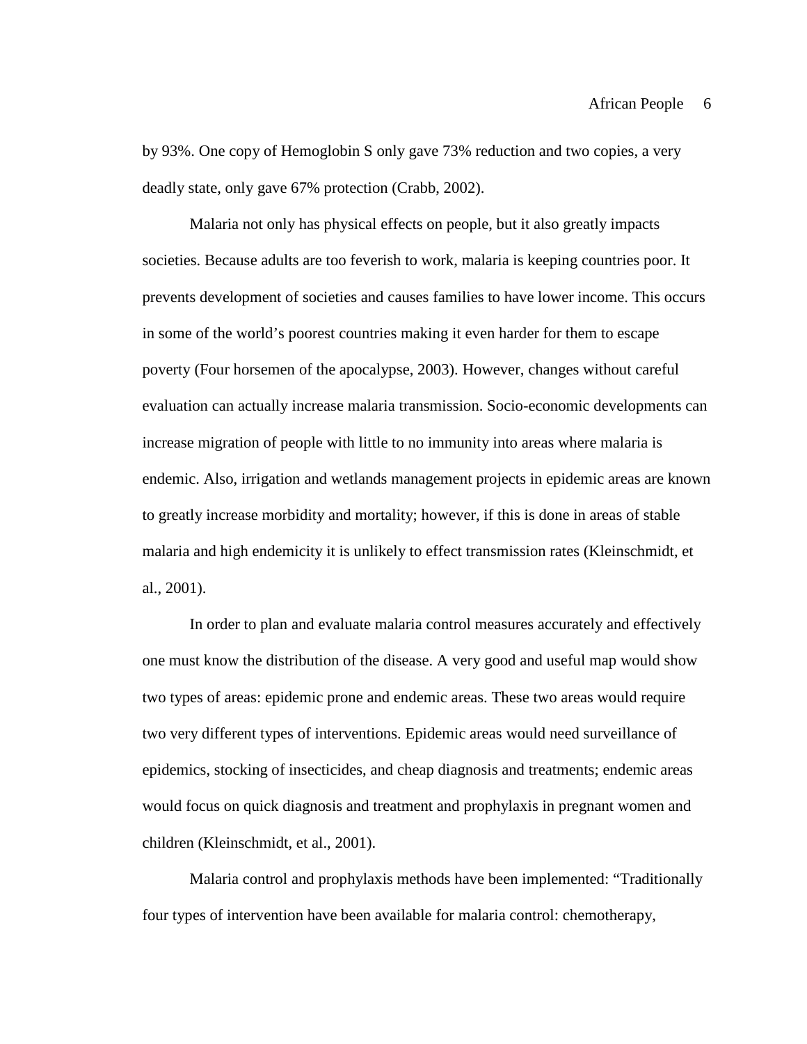by 93%. One copy of Hemoglobin S only gave 73% reduction and two copies, a very deadly state, only gave 67% protection (Crabb, 2002).

Malaria not only has physical effects on people, but it also greatly impacts societies. Because adults are too feverish to work, malaria is keeping countries poor. It prevents development of societies and causes families to have lower income. This occurs in some of the world's poorest countries making it even harder for them to escape poverty (Four horsemen of the apocalypse, 2003). However, changes without careful evaluation can actually increase malaria transmission. Socio-economic developments can increase migration of people with little to no immunity into areas where malaria is endemic. Also, irrigation and wetlands management projects in epidemic areas are known to greatly increase morbidity and mortality; however, if this is done in areas of stable malaria and high endemicity it is unlikely to effect transmission rates (Kleinschmidt, et al., 2001).

In order to plan and evaluate malaria control measures accurately and effectively one must know the distribution of the disease. A very good and useful map would show two types of areas: epidemic prone and endemic areas. These two areas would require two very different types of interventions. Epidemic areas would need surveillance of epidemics, stocking of insecticides, and cheap diagnosis and treatments; endemic areas would focus on quick diagnosis and treatment and prophylaxis in pregnant women and children (Kleinschmidt, et al., 2001).

Malaria control and prophylaxis methods have been implemented: "Traditionally four types of intervention have been available for malaria control: chemotherapy,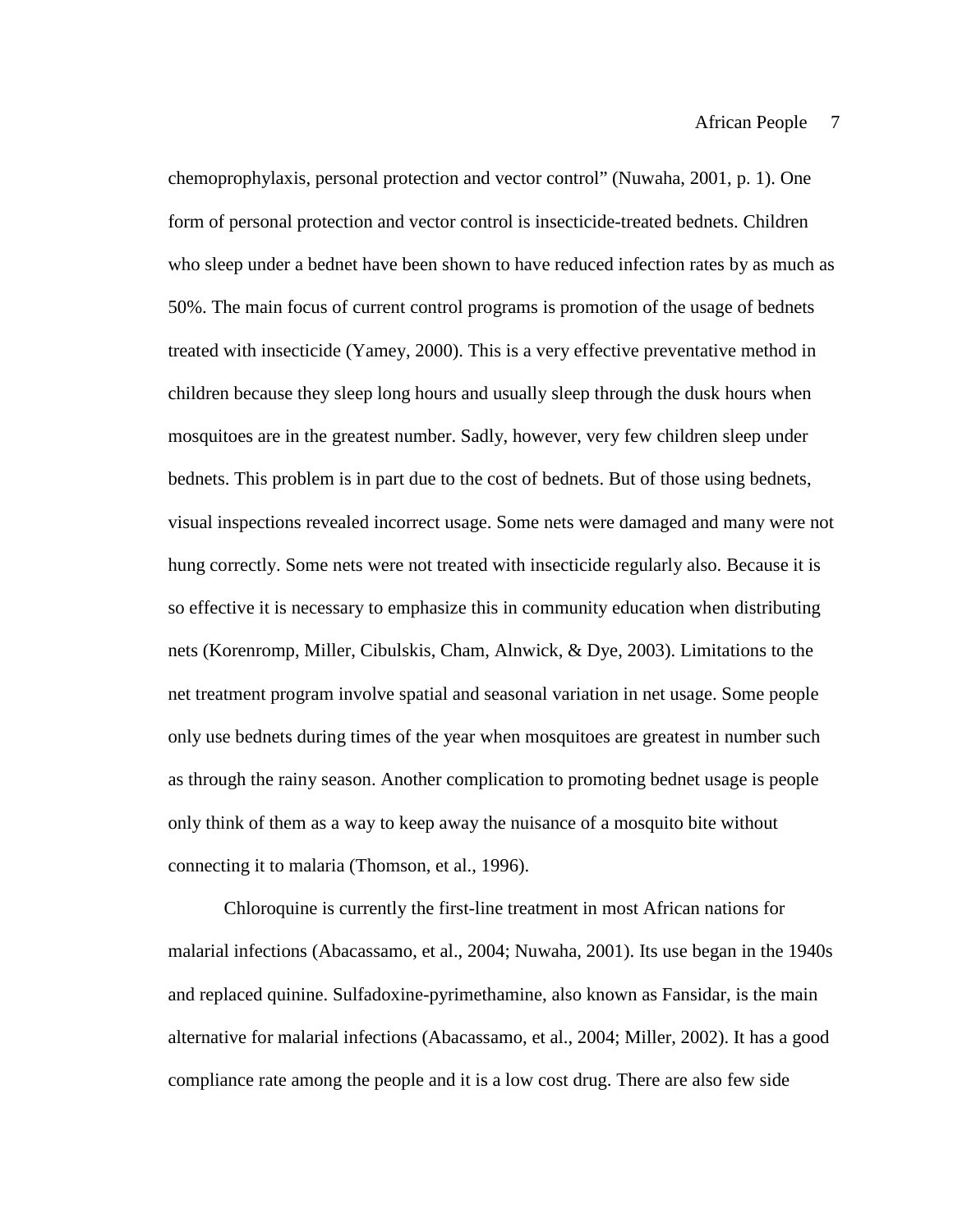chemoprophylaxis, personal protection and vector control" (Nuwaha, 2001, p. 1). One form of personal protection and vector control is insecticide-treated bednets. Children who sleep under a bednet have been shown to have reduced infection rates by as much as 50%. The main focus of current control programs is promotion of the usage of bednets treated with insecticide (Yamey, 2000). This is a very effective preventative method in children because they sleep long hours and usually sleep through the dusk hours when mosquitoes are in the greatest number. Sadly, however, very few children sleep under bednets. This problem is in part due to the cost of bednets. But of those using bednets, visual inspections revealed incorrect usage. Some nets were damaged and many were not hung correctly. Some nets were not treated with insecticide regularly also. Because it is so effective it is necessary to emphasize this in community education when distributing nets (Korenromp, Miller, Cibulskis, Cham, Alnwick, & Dye, 2003). Limitations to the net treatment program involve spatial and seasonal variation in net usage. Some people only use bednets during times of the year when mosquitoes are greatest in number such as through the rainy season. Another complication to promoting bednet usage is people only think of them as a way to keep away the nuisance of a mosquito bite without connecting it to malaria (Thomson, et al., 1996).

Chloroquine is currently the first-line treatment in most African nations for malarial infections (Abacassamo, et al., 2004; Nuwaha, 2001). Its use began in the 1940s and replaced quinine. Sulfadoxine-pyrimethamine, also known as Fansidar, is the main alternative for malarial infections (Abacassamo, et al., 2004; Miller, 2002). It has a good compliance rate among the people and it is a low cost drug. There are also few side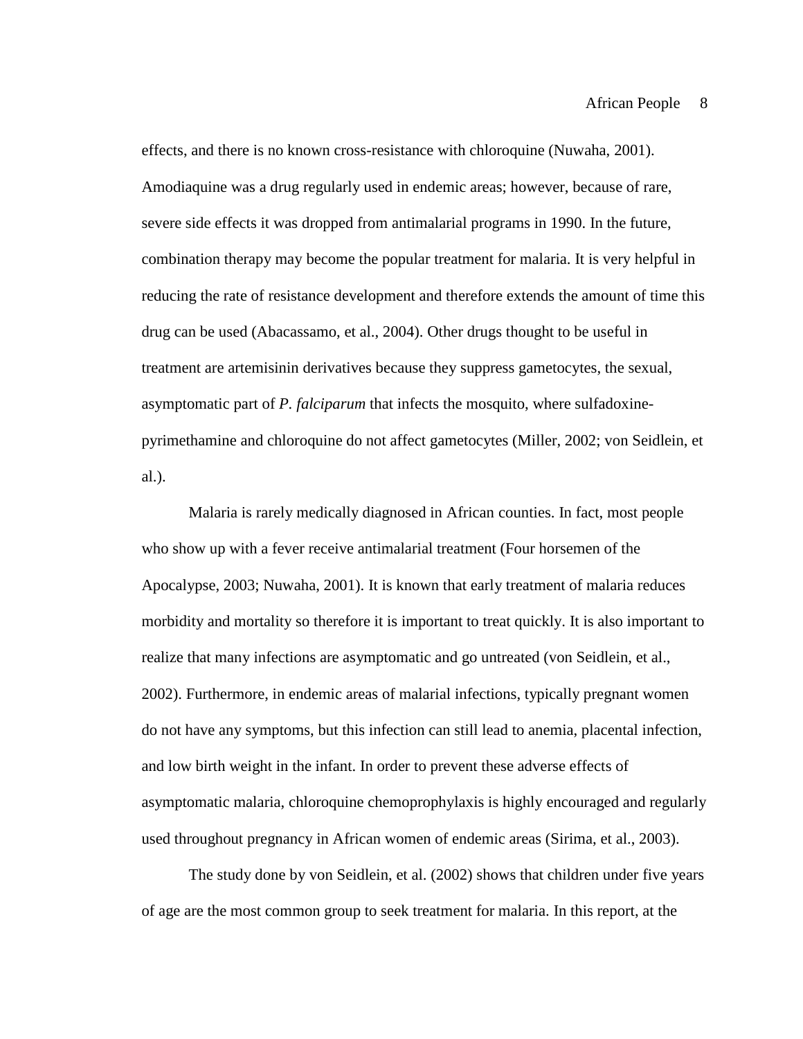effects, and there is no known cross-resistance with chloroquine (Nuwaha, 2001). Amodiaquine was a drug regularly used in endemic areas; however, because of rare, severe side effects it was dropped from antimalarial programs in 1990. In the future, combination therapy may become the popular treatment for malaria. It is very helpful in reducing the rate of resistance development and therefore extends the amount of time this drug can be used (Abacassamo, et al., 2004). Other drugs thought to be useful in treatment are artemisinin derivatives because they suppress gametocytes, the sexual, asymptomatic part of *P. falciparum* that infects the mosquito, where sulfadoxine-pyrimethamine and chloroquine do not affect gametocytes (Miller, 2002; von Seidlein, et al.).

Malaria is rarely medically diagnosed in African counties. In fact, most people who show up with a fever receive antimalarial treatment (Four horsemen of the Apocalypse, 2003; Nuwaha, 2001). It is known that early treatment of malaria reduces morbidity and mortality so therefore it is important to treat quickly. It is also important to realize that many infections are asymptomatic and go untreated (von Seidlein, et al., 2002). Furthermore, in endemic areas of malarial infections, typically pregnant women do not have any symptoms, but this infection can still lead to anemia, placental infection, and low birth weight in the infant. In order to prevent these adverse effects of asymptomatic malaria, chloroquine chemoprophylaxis is highly encouraged and regularly used throughout pregnancy in African women of endemic areas (Sirima, et al., 2003).

The study done by von Seidlein, et al. (2002) shows that children under five years of age are the most common group to seek treatment for malaria. In this report, at the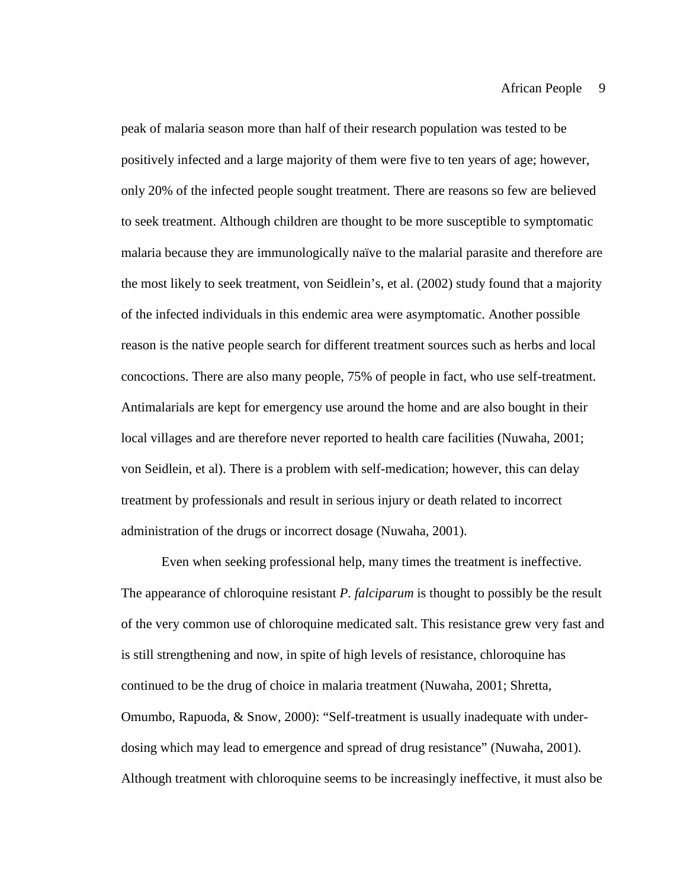peak of malaria season more than half of their research population was tested to be positively infected and a large majority of them were five to ten years of age; however, only 20% of the infected people sought treatment. There are reasons so few are believed to seek treatment. Although children are thought to be more susceptible to symptomatic malaria because they are immunologically naïve to the malarial parasite and therefore are the most likely to seek treatment, von Seidlein's, et al. (2002) study found that a majority of the infected individuals in this endemic area were asymptomatic. Another possible reason is the native people search for different treatment sources such as herbs and local concoctions. There are also many people, 75% of people in fact, who use self-treatment. Antimalarials are kept for emergency use around the home and are also bought in their local villages and are therefore never reported to health care facilities (Nuwaha, 2001; von Seidlein, et al). There is a problem with self-medication; however, this can delay treatment by professionals and result in serious injury or death related to incorrect administration of the drugs or incorrect dosage (Nuwaha, 2001).

Even when seeking professional help, many times the treatment is ineffective. The appearance of chloroquine resistant *P. falciparum* is thought to possibly be the result of the very common use of chloroquine medicated salt. This resistance grew very fast and is still strengthening and now, in spite of high levels of resistance, chloroquine has continued to be the drug of choice in malaria treatment (Nuwaha, 2001; Shretta, Omumbo, Rapuoda, & Snow, 2000): "Self-treatment is usually inadequate with under-dosing which may lead to emergence and spread of drug resistance" (Nuwaha, 2001). Although treatment with chloroquine seems to be increasingly ineffective, it must also be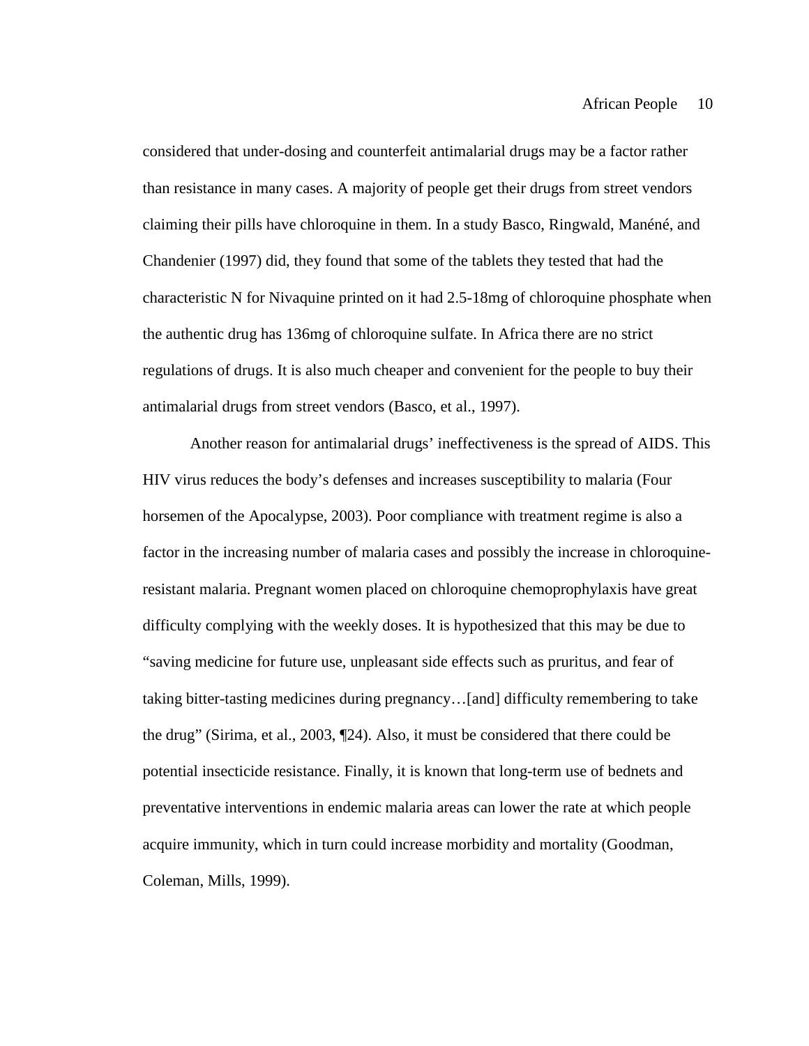considered that under-dosing and counterfeit antimalarial drugs may be a factor rather than resistance in many cases. A majority of people get their drugs from street vendors claiming their pills have chloroquine in them. In a study Basco, Ringwald, Manéné, and Chandenier (1997) did, they found that some of the tablets they tested that had the characteristic N for Nivaquine printed on it had 2.5-18mg of chloroquine phosphate when the authentic drug has 136mg of chloroquine sulfate. In Africa there are no strict regulations of drugs. It is also much cheaper and convenient for the people to buy their antimalarial drugs from street vendors (Basco, et al., 1997).

Another reason for antimalarial drugs' ineffectiveness is the spread of AIDS. This HIV virus reduces the body's defenses and increases susceptibility to malaria (Four horsemen of the Apocalypse, 2003). Poor compliance with treatment regime is also a factor in the increasing number of malaria cases and possibly the increase in chloroquine-resistant malaria. Pregnant women placed on chloroquine chemoprophylaxis have great difficulty complying with the weekly doses. It is hypothesized that this may be due to "saving medicine for future use, unpleasant side effects such as pruritus, and fear of taking bitter-tasting medicines during pregnancy…[and] difficulty remembering to take the drug" (Sirima, et al., 2003, ¶24). Also, it must be considered that there could be potential insecticide resistance. Finally, it is known that long-term use of bednets and preventative interventions in endemic malaria areas can lower the rate at which people acquire immunity, which in turn could increase morbidity and mortality (Goodman, Coleman, Mills, 1999).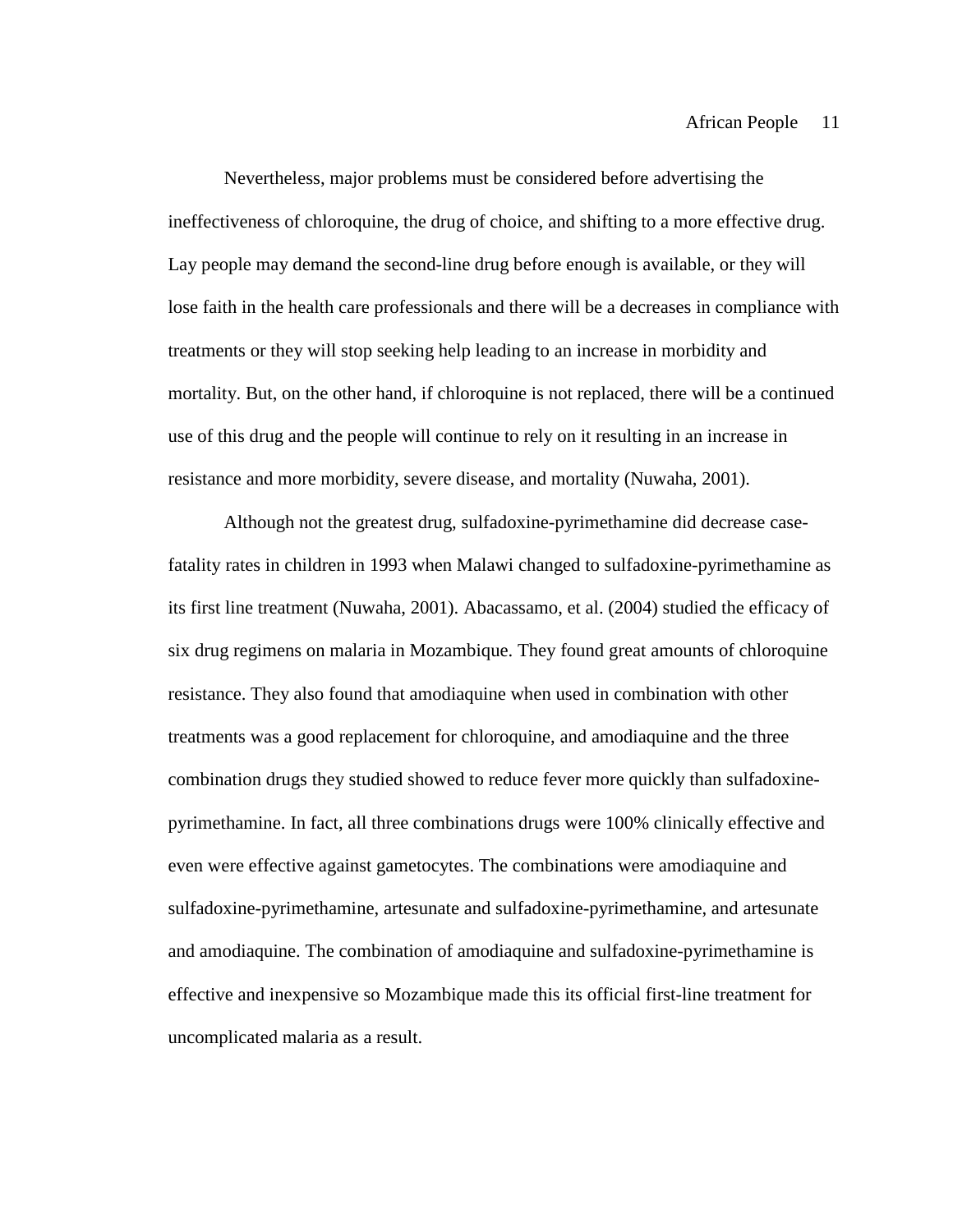Nevertheless, major problems must be considered before advertising the ineffectiveness of chloroquine, the drug of choice, and shifting to a more effective drug. Lay people may demand the second-line drug before enough is available, or they will lose faith in the health care professionals and there will be a decreases in compliance with treatments or they will stop seeking help leading to an increase in morbidity and mortality. But, on the other hand, if chloroquine is not replaced, there will be a continued use of this drug and the people will continue to rely on it resulting in an increase in resistance and more morbidity, severe disease, and mortality (Nuwaha, 2001).

Although not the greatest drug, sulfadoxine-pyrimethamine did decrease case-fatality rates in children in 1993 when Malawi changed to sulfadoxine-pyrimethamine as its first line treatment (Nuwaha, 2001). Abacassamo, et al. (2004) studied the efficacy of six drug regimens on malaria in Mozambique. They found great amounts of chloroquine resistance. They also found that amodiaquine when used in combination with other treatments was a good replacement for chloroquine, and amodiaquine and the three combination drugs they studied showed to reduce fever more quickly than sulfadoxine-pyrimethamine. In fact, all three combinations drugs were 100% clinically effective and even were effective against gametocytes. The combinations were amodiaquine and sulfadoxine-pyrimethamine, artesunate and sulfadoxine-pyrimethamine, and artesunate and amodiaquine. The combination of amodiaquine and sulfadoxine-pyrimethamine is effective and inexpensive so Mozambique made this its official first-line treatment for uncomplicated malaria as a result.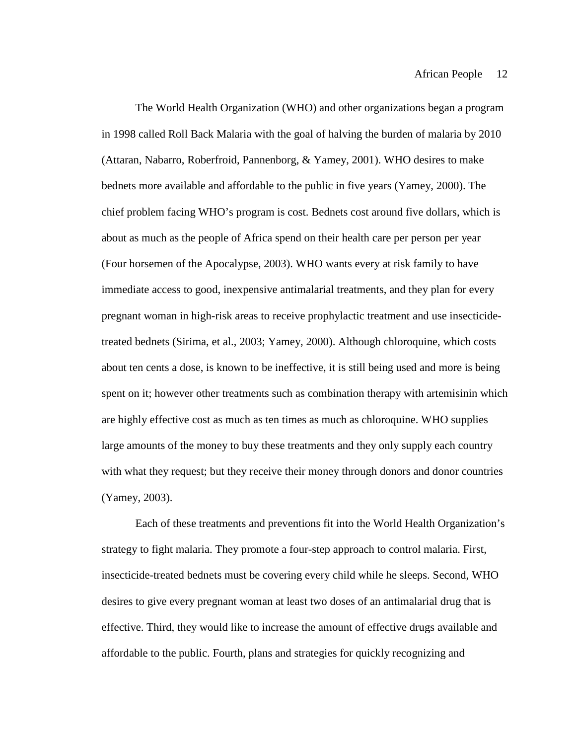The World Health Organization (WHO) and other organizations began a program in 1998 called Roll Back Malaria with the goal of halving the burden of malaria by 2010 (Attaran, Nabarro, Roberfroid, Pannenborg, & Yamey, 2001). WHO desires to make bednets more available and affordable to the public in five years (Yamey, 2000). The chief problem facing WHO's program is cost. Bednets cost around five dollars, which is about as much as the people of Africa spend on their health care per person per year (Four horsemen of the Apocalypse, 2003). WHO wants every at risk family to have immediate access to good, inexpensive antimalarial treatments, and they plan for every pregnant woman in high-risk areas to receive prophylactic treatment and use insecticide-treated bednets (Sirima, et al., 2003; Yamey, 2000). Although chloroquine, which costs about ten cents a dose, is known to be ineffective, it is still being used and more is being spent on it; however other treatments such as combination therapy with artemisinin which are highly effective cost as much as ten times as much as chloroquine. WHO supplies large amounts of the money to buy these treatments and they only supply each country with what they request; but they receive their money through donors and donor countries (Yamey, 2003).

Each of these treatments and preventions fit into the World Health Organization's strategy to fight malaria. They promote a four-step approach to control malaria. First, insecticide-treated bednets must be covering every child while he sleeps. Second, WHO desires to give every pregnant woman at least two doses of an antimalarial drug that is effective. Third, they would like to increase the amount of effective drugs available and affordable to the public. Fourth, plans and strategies for quickly recognizing and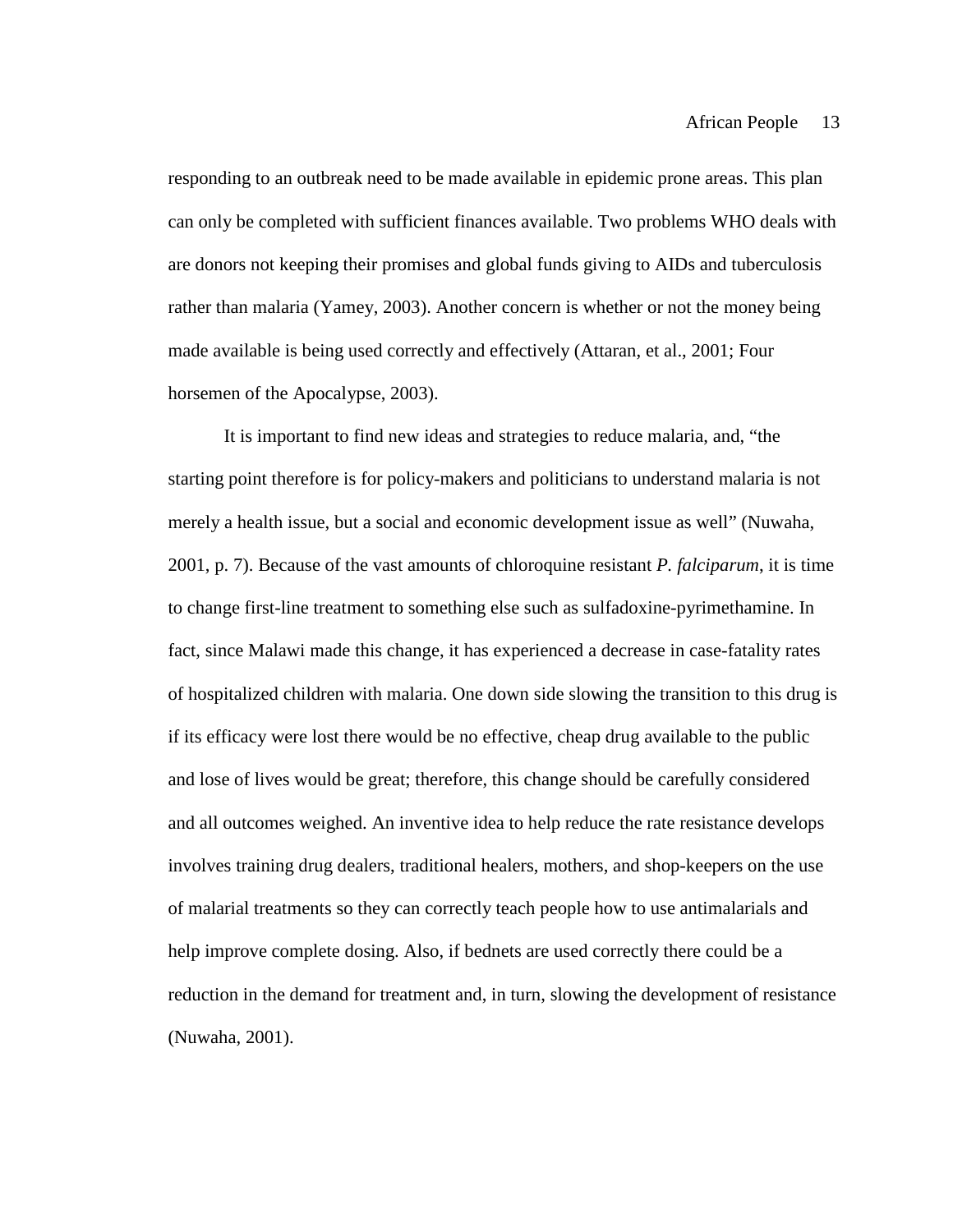responding to an outbreak need to be made available in epidemic prone areas. This plan can only be completed with sufficient finances available. Two problems WHO deals with are donors not keeping their promises and global funds giving to AIDs and tuberculosis rather than malaria (Yamey, 2003). Another concern is whether or not the money being made available is being used correctly and effectively (Attaran, et al., 2001; Four horsemen of the Apocalypse, 2003).

It is important to find new ideas and strategies to reduce malaria, and, "the starting point therefore is for policy-makers and politicians to understand malaria is not merely a health issue, but a social and economic development issue as well" (Nuwaha, 2001, p. 7). Because of the vast amounts of chloroquine resistant *P. falciparum*, it is time to change first-line treatment to something else such as sulfadoxine-pyrimethamine. In fact, since Malawi made this change, it has experienced a decrease in case-fatality rates of hospitalized children with malaria. One down side slowing the transition to this drug is if its efficacy were lost there would be no effective, cheap drug available to the public and lose of lives would be great; therefore, this change should be carefully considered and all outcomes weighed. An inventive idea to help reduce the rate resistance develops involves training drug dealers, traditional healers, mothers, and shop-keepers on the use of malarial treatments so they can correctly teach people how to use antimalarials and help improve complete dosing. Also, if bednets are used correctly there could be a reduction in the demand for treatment and, in turn, slowing the development of resistance (Nuwaha, 2001).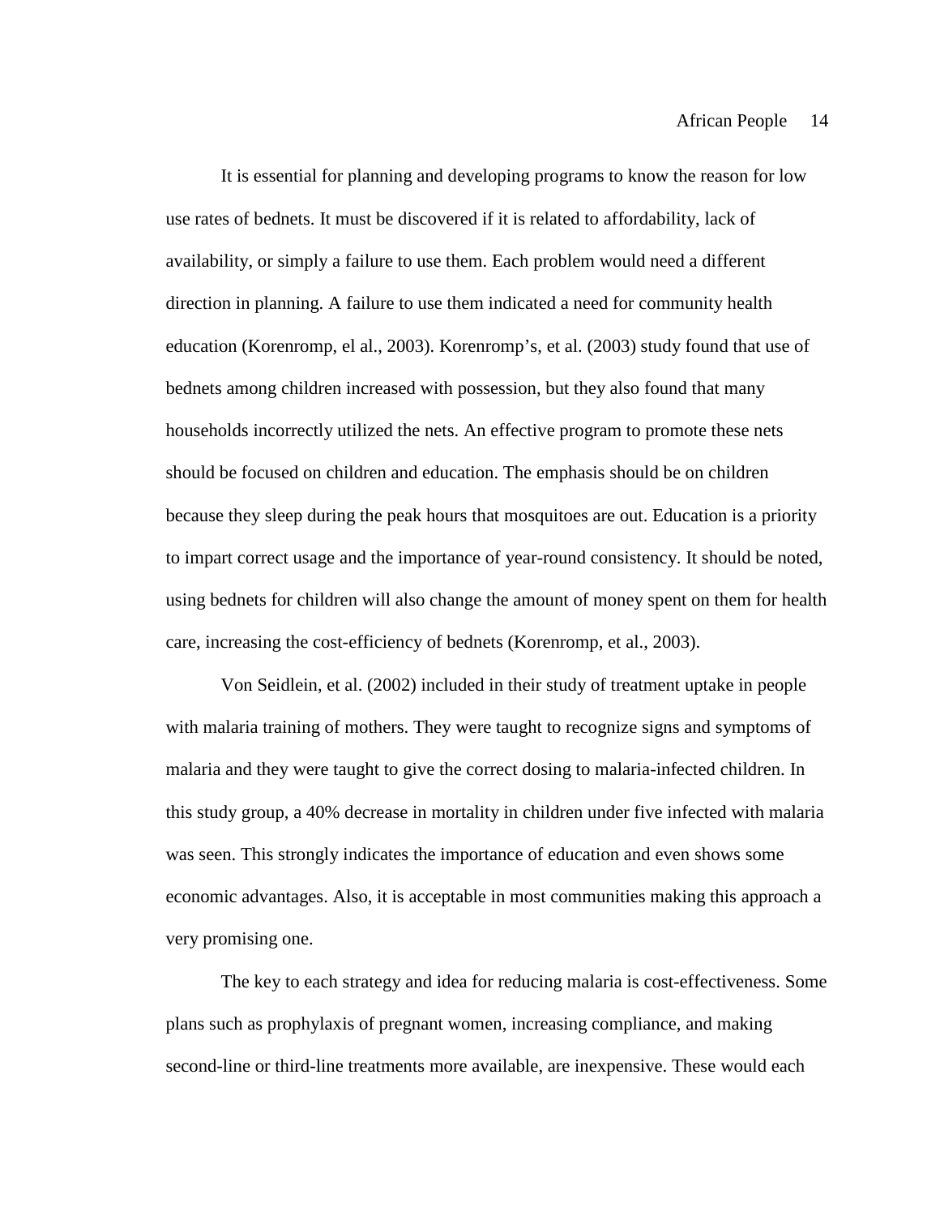It is essential for planning and developing programs to know the reason for low use rates of bednets. It must be discovered if it is related to affordability, lack of availability, or simply a failure to use them. Each problem would need a different direction in planning. A failure to use them indicated a need for community health education (Korenromp, el al., 2003). Korenromp's, et al. (2003) study found that use of bednets among children increased with possession, but they also found that many households incorrectly utilized the nets. An effective program to promote these nets should be focused on children and education. The emphasis should be on children because they sleep during the peak hours that mosquitoes are out. Education is a priority to impart correct usage and the importance of year-round consistency. It should be noted, using bednets for children will also change the amount of money spent on them for health care, increasing the cost-efficiency of bednets (Korenromp, et al., 2003).

Von Seidlein, et al. (2002) included in their study of treatment uptake in people with malaria training of mothers. They were taught to recognize signs and symptoms of malaria and they were taught to give the correct dosing to malaria-infected children. In this study group, a 40% decrease in mortality in children under five infected with malaria was seen. This strongly indicates the importance of education and even shows some economic advantages. Also, it is acceptable in most communities making this approach a very promising one.

The key to each strategy and idea for reducing malaria is cost-effectiveness. Some plans such as prophylaxis of pregnant women, increasing compliance, and making second-line or third-line treatments more available, are inexpensive. These would each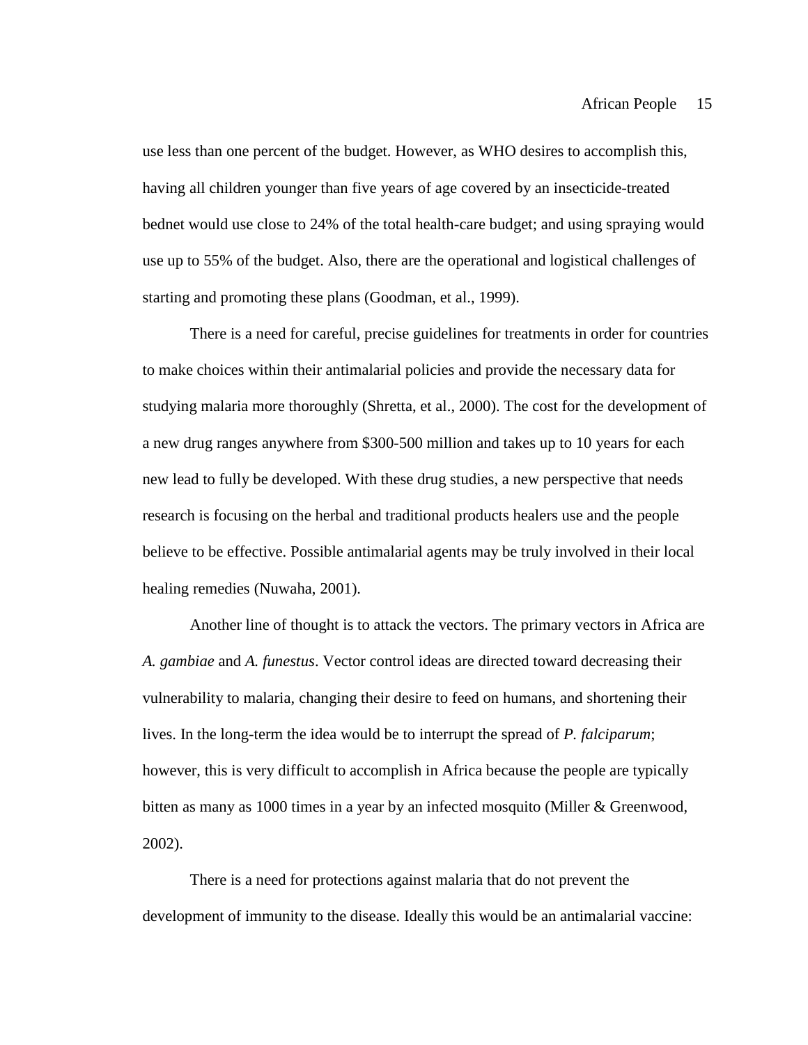use less than one percent of the budget. However, as WHO desires to accomplish this, having all children younger than five years of age covered by an insecticide-treated bednet would use close to 24% of the total health-care budget; and using spraying would use up to 55% of the budget. Also, there are the operational and logistical challenges of starting and promoting these plans (Goodman, et al., 1999).

There is a need for careful, precise guidelines for treatments in order for countries to make choices within their antimalarial policies and provide the necessary data for studying malaria more thoroughly (Shretta, et al., 2000). The cost for the development of a new drug ranges anywhere from $300-500 million and takes up to 10 years for each new lead to fully be developed. With these drug studies, a new perspective that needs research is focusing on the herbal and traditional products healers use and the people believe to be effective. Possible antimalarial agents may be truly involved in their local healing remedies (Nuwaha, 2001).

Another line of thought is to attack the vectors. The primary vectors in Africa are *A. gambiae* and *A. funestus*. Vector control ideas are directed toward decreasing their vulnerability to malaria, changing their desire to feed on humans, and shortening their lives. In the long-term the idea would be to interrupt the spread of *P. falciparum*; however, this is very difficult to accomplish in Africa because the people are typically bitten as many as 1000 times in a year by an infected mosquito (Miller & Greenwood, 2002).

There is a need for protections against malaria that do not prevent the development of immunity to the disease. Ideally this would be an antimalarial vaccine: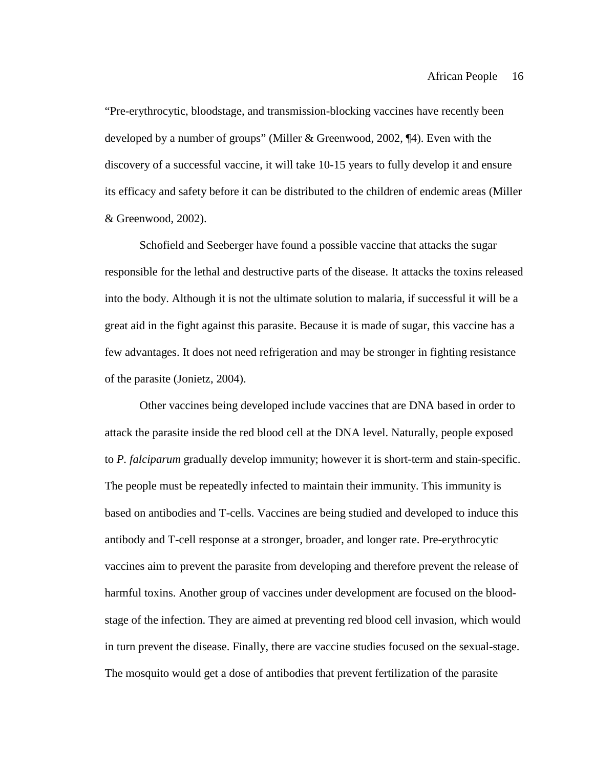"Pre-erythrocytic, bloodstage, and transmission-blocking vaccines have recently been developed by a number of groups" (Miller & Greenwood, 2002, ¶4). Even with the discovery of a successful vaccine, it will take 10-15 years to fully develop it and ensure its efficacy and safety before it can be distributed to the children of endemic areas (Miller & Greenwood, 2002).

Schofield and Seeberger have found a possible vaccine that attacks the sugar responsible for the lethal and destructive parts of the disease. It attacks the toxins released into the body. Although it is not the ultimate solution to malaria, if successful it will be a great aid in the fight against this parasite. Because it is made of sugar, this vaccine has a few advantages. It does not need refrigeration and may be stronger in fighting resistance of the parasite (Jonietz, 2004).

Other vaccines being developed include vaccines that are DNA based in order to attack the parasite inside the red blood cell at the DNA level. Naturally, people exposed to *P. falciparum* gradually develop immunity; however it is short-term and stain-specific. The people must be repeatedly infected to maintain their immunity. This immunity is based on antibodies and T-cells. Vaccines are being studied and developed to induce this antibody and T-cell response at a stronger, broader, and longer rate. Pre-erythrocytic vaccines aim to prevent the parasite from developing and therefore prevent the release of harmful toxins. Another group of vaccines under development are focused on the blood-stage of the infection. They are aimed at preventing red blood cell invasion, which would in turn prevent the disease. Finally, there are vaccine studies focused on the sexual-stage. The mosquito would get a dose of antibodies that prevent fertilization of the parasite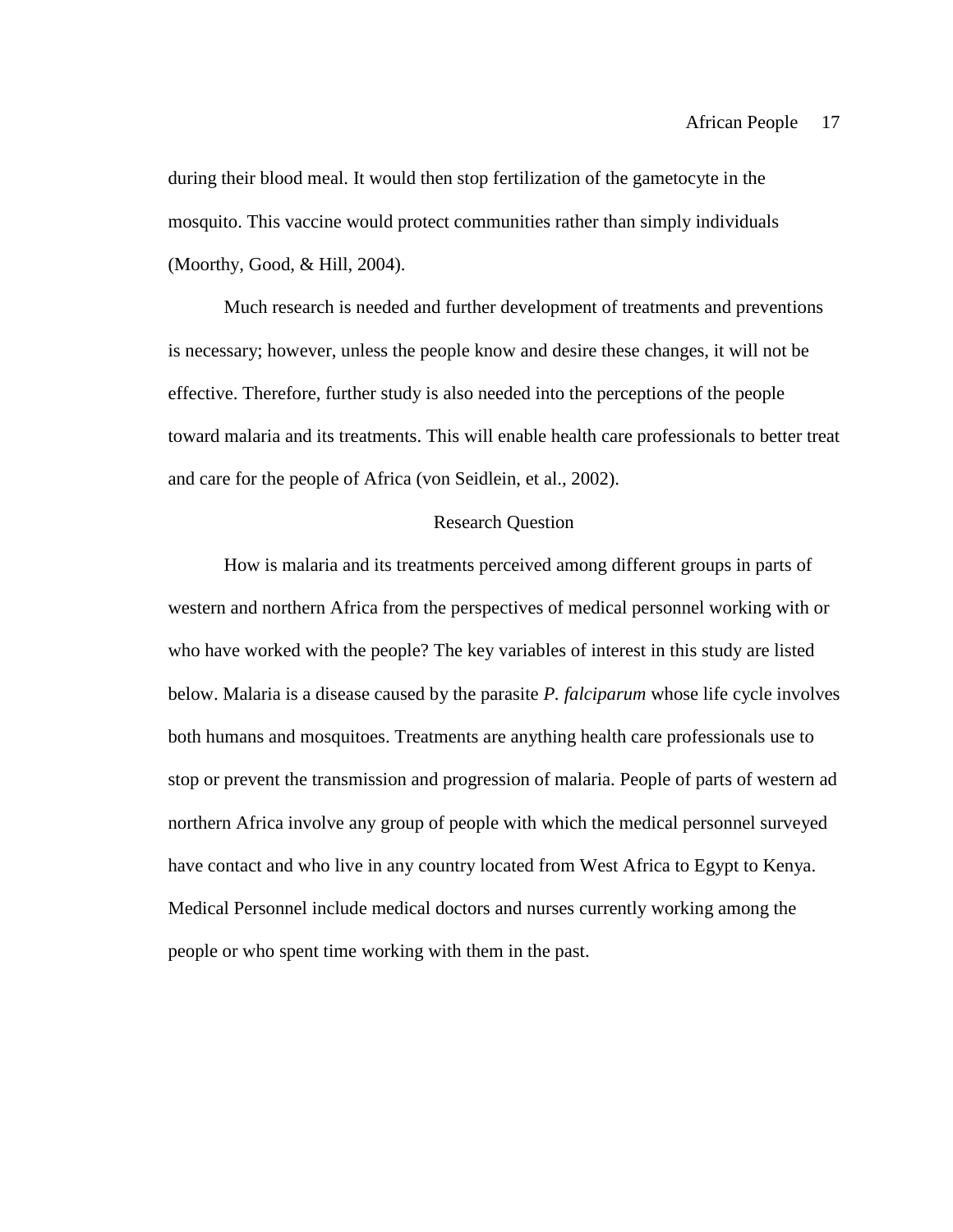during their blood meal. It would then stop fertilization of the gametocyte in the mosquito. This vaccine would protect communities rather than simply individuals (Moorthy, Good, & Hill, 2004).

Much research is needed and further development of treatments and preventions is necessary; however, unless the people know and desire these changes, it will not be effective. Therefore, further study is also needed into the perceptions of the people toward malaria and its treatments. This will enable health care professionals to better treat and care for the people of Africa (von Seidlein, et al., 2002).

## Research Question

How is malaria and its treatments perceived among different groups in parts of western and northern Africa from the perspectives of medical personnel working with or who have worked with the people? The key variables of interest in this study are listed below. Malaria is a disease caused by the parasite *P. falciparum* whose life cycle involves both humans and mosquitoes. Treatments are anything health care professionals use to stop or prevent the transmission and progression of malaria. People of parts of western ad northern Africa involve any group of people with which the medical personnel surveyed have contact and who live in any country located from West Africa to Egypt to Kenya. Medical Personnel include medical doctors and nurses currently working among the people or who spent time working with them in the past.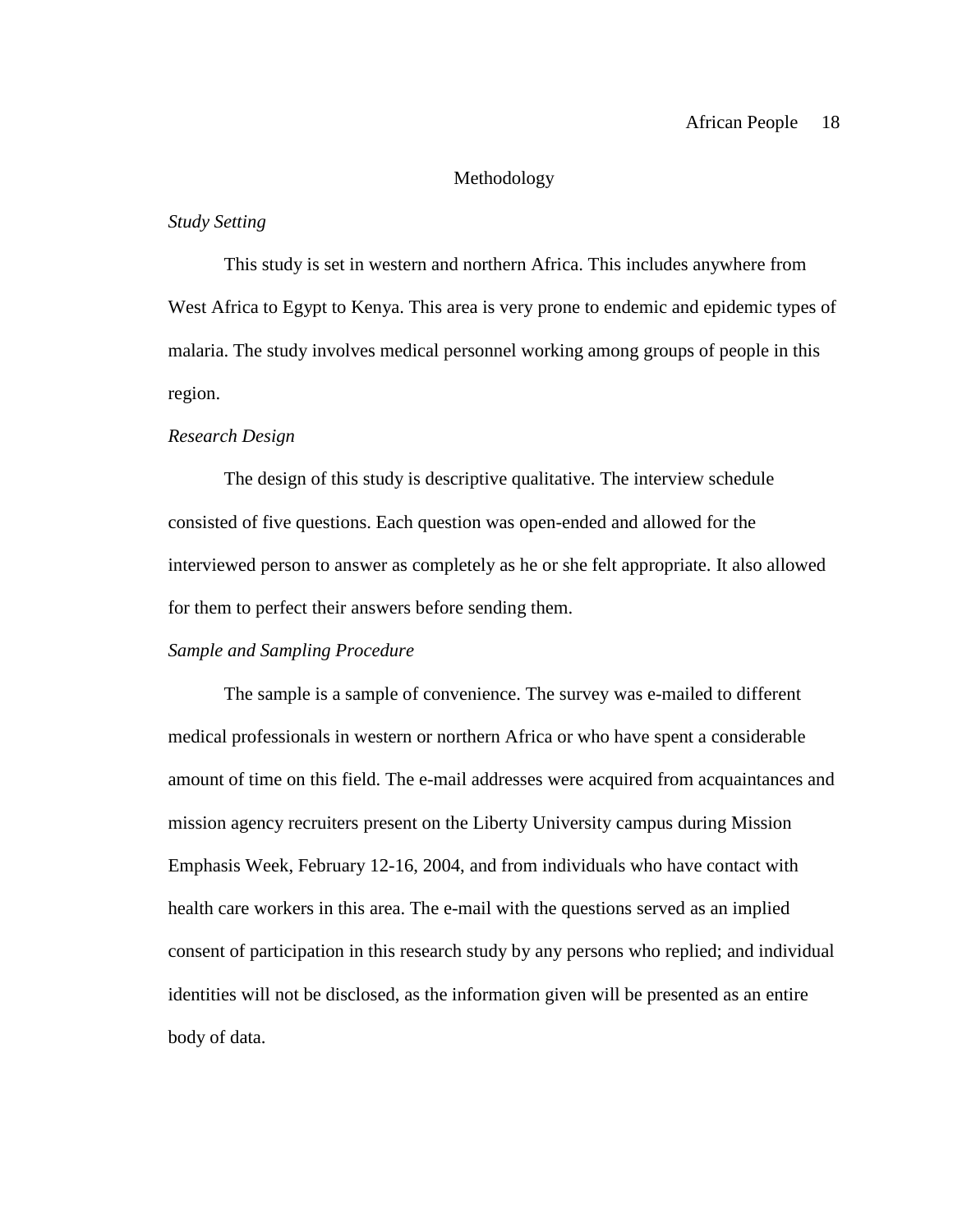## Methodology

### *Study Setting*

This study is set in western and northern Africa. This includes anywhere from West Africa to Egypt to Kenya. This area is very prone to endemic and epidemic types of malaria. The study involves medical personnel working among groups of people in this region.

### *Research Design*

The design of this study is descriptive qualitative. The interview schedule consisted of five questions. Each question was open-ended and allowed for the interviewed person to answer as completely as he or she felt appropriate. It also allowed for them to perfect their answers before sending them.

### *Sample and Sampling Procedure*

The sample is a sample of convenience. The survey was e-mailed to different medical professionals in western or northern Africa or who have spent a considerable amount of time on this field. The e-mail addresses were acquired from acquaintances and mission agency recruiters present on the Liberty University campus during Mission Emphasis Week, February 12-16, 2004, and from individuals who have contact with health care workers in this area. The e-mail with the questions served as an implied consent of participation in this research study by any persons who replied; and individual identities will not be disclosed, as the information given will be presented as an entire body of data.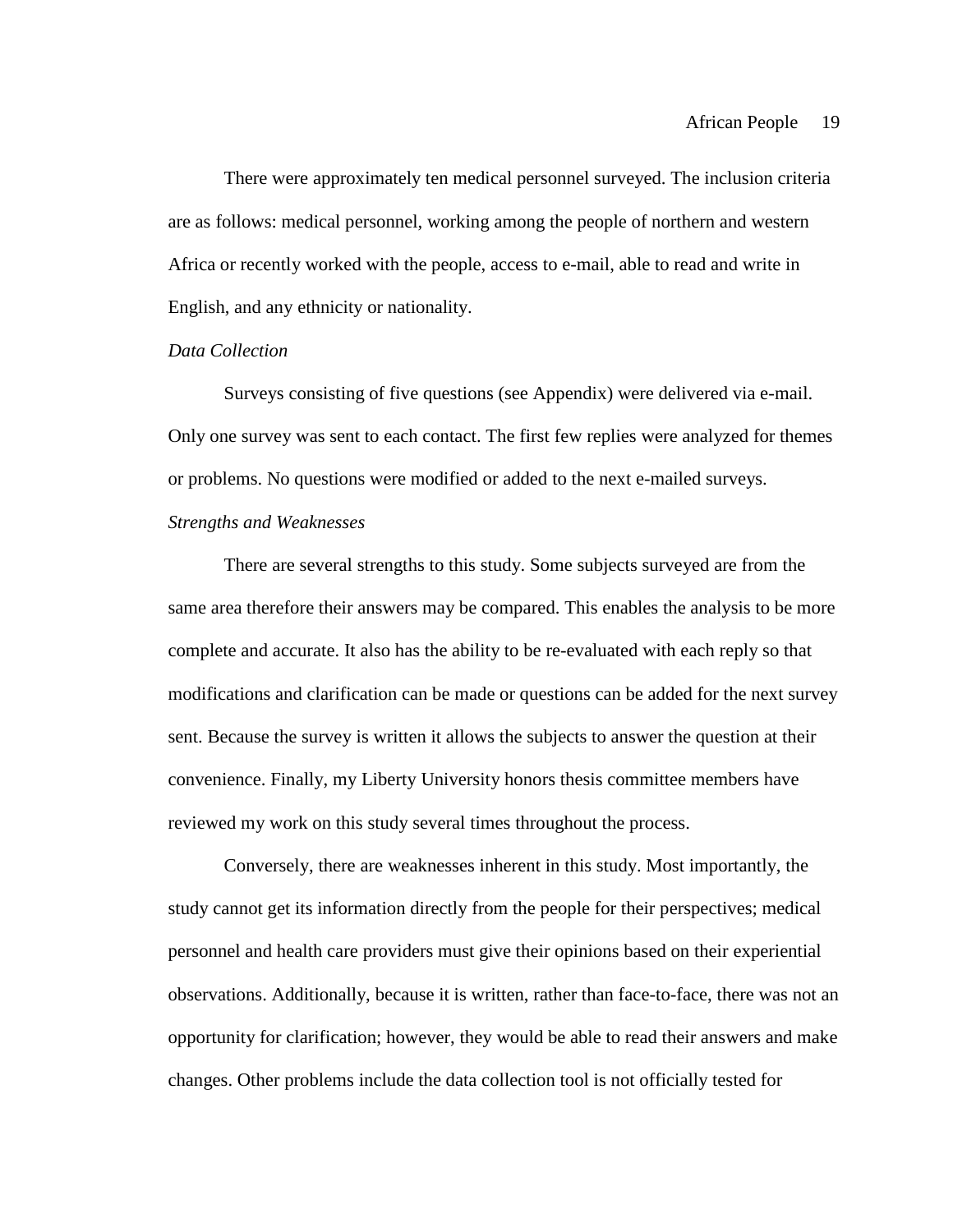There were approximately ten medical personnel surveyed. The inclusion criteria are as follows: medical personnel, working among the people of northern and western Africa or recently worked with the people, access to e-mail, able to read and write in English, and any ethnicity or nationality.

*Data Collection*

Surveys consisting of five questions (see Appendix) were delivered via e-mail. Only one survey was sent to each contact. The first few replies were analyzed for themes or problems. No questions were modified or added to the next e-mailed surveys.

*Strengths and Weaknesses*

There are several strengths to this study. Some subjects surveyed are from the same area therefore their answers may be compared. This enables the analysis to be more complete and accurate. It also has the ability to be re-evaluated with each reply so that modifications and clarification can be made or questions can be added for the next survey sent. Because the survey is written it allows the subjects to answer the question at their convenience. Finally, my Liberty University honors thesis committee members have reviewed my work on this study several times throughout the process.

Conversely, there are weaknesses inherent in this study. Most importantly, the study cannot get its information directly from the people for their perspectives; medical personnel and health care providers must give their opinions based on their experiential observations. Additionally, because it is written, rather than face-to-face, there was not an opportunity for clarification; however, they would be able to read their answers and make changes. Other problems include the data collection tool is not officially tested for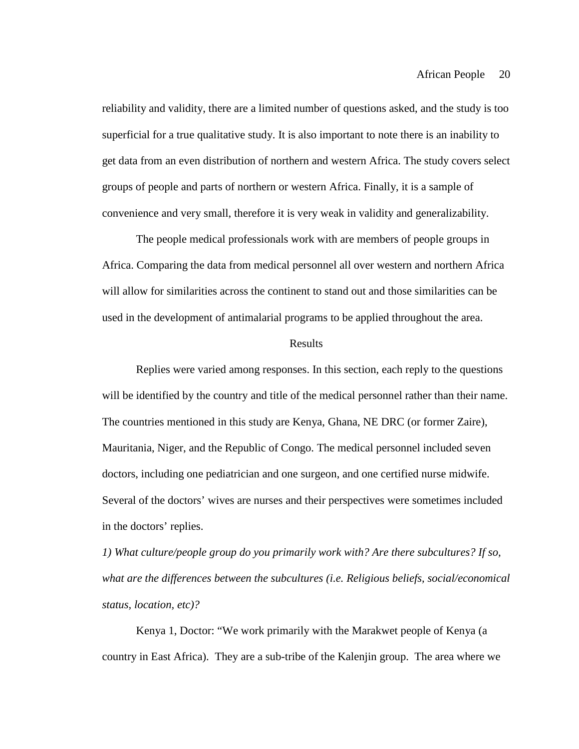reliability and validity, there are a limited number of questions asked, and the study is too superficial for a true qualitative study. It is also important to note there is an inability to get data from an even distribution of northern and western Africa. The study covers select groups of people and parts of northern or western Africa. Finally, it is a sample of convenience and very small, therefore it is very weak in validity and generalizability.

The people medical professionals work with are members of people groups in Africa. Comparing the data from medical personnel all over western and northern Africa will allow for similarities across the continent to stand out and those similarities can be used in the development of antimalarial programs to be applied throughout the area.

## Results

Replies were varied among responses. In this section, each reply to the questions will be identified by the country and title of the medical personnel rather than their name. The countries mentioned in this study are Kenya, Ghana, NE DRC (or former Zaire), Mauritania, Niger, and the Republic of Congo. The medical personnel included seven doctors, including one pediatrician and one surgeon, and one certified nurse midwife. Several of the doctors' wives are nurses and their perspectives were sometimes included in the doctors' replies.

*1) What culture/people group do you primarily work with? Are there subcultures? If so, what are the differences between the subcultures (i.e. Religious beliefs, social/economical status, location, etc)?*

Kenya 1, Doctor: "We work primarily with the Marakwet people of Kenya (a country in East Africa). They are a sub-tribe of the Kalenjin group. The area where we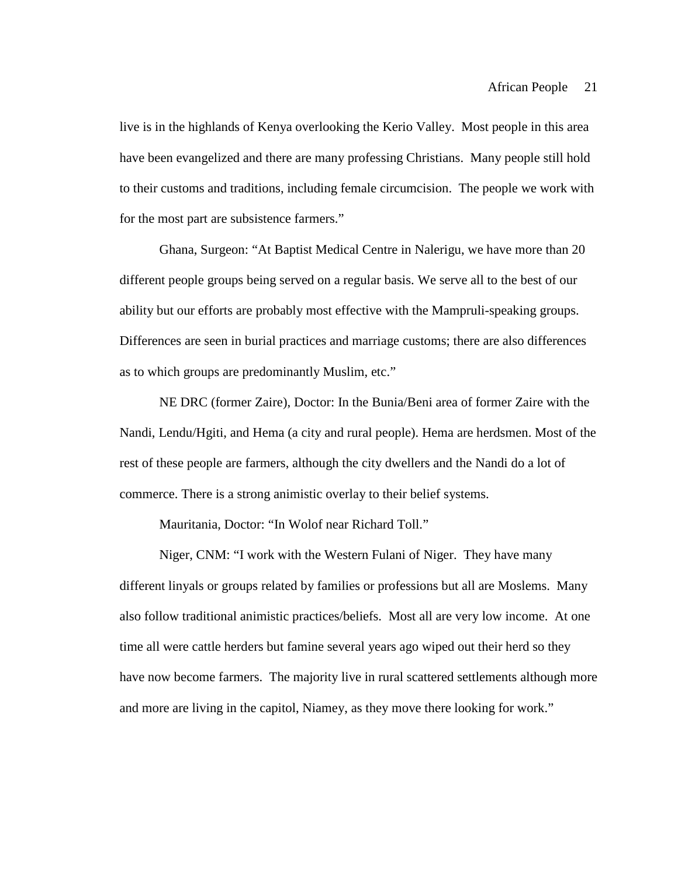live is in the highlands of Kenya overlooking the Kerio Valley. Most people in this area have been evangelized and there are many professing Christians. Many people still hold to their customs and traditions, including female circumcision. The people we work with for the most part are subsistence farmers."

Ghana, Surgeon: "At Baptist Medical Centre in Nalerigu, we have more than 20 different people groups being served on a regular basis. We serve all to the best of our ability but our efforts are probably most effective with the Mampruli-speaking groups. Differences are seen in burial practices and marriage customs; there are also differences as to which groups are predominantly Muslim, etc."

NE DRC (former Zaire), Doctor: In the Bunia/Beni area of former Zaire with the Nandi, Lendu/Hgiti, and Hema (a city and rural people). Hema are herdsmen. Most of the rest of these people are farmers, although the city dwellers and the Nandi do a lot of commerce. There is a strong animistic overlay to their belief systems.

Mauritania, Doctor: "In Wolof near Richard Toll."

Niger, CNM: "I work with the Western Fulani of Niger. They have many different linyals or groups related by families or professions but all are Moslems. Many also follow traditional animistic practices/beliefs. Most all are very low income. At one time all were cattle herders but famine several years ago wiped out their herd so they have now become farmers. The majority live in rural scattered settlements although more and more are living in the capitol, Niamey, as they move there looking for work."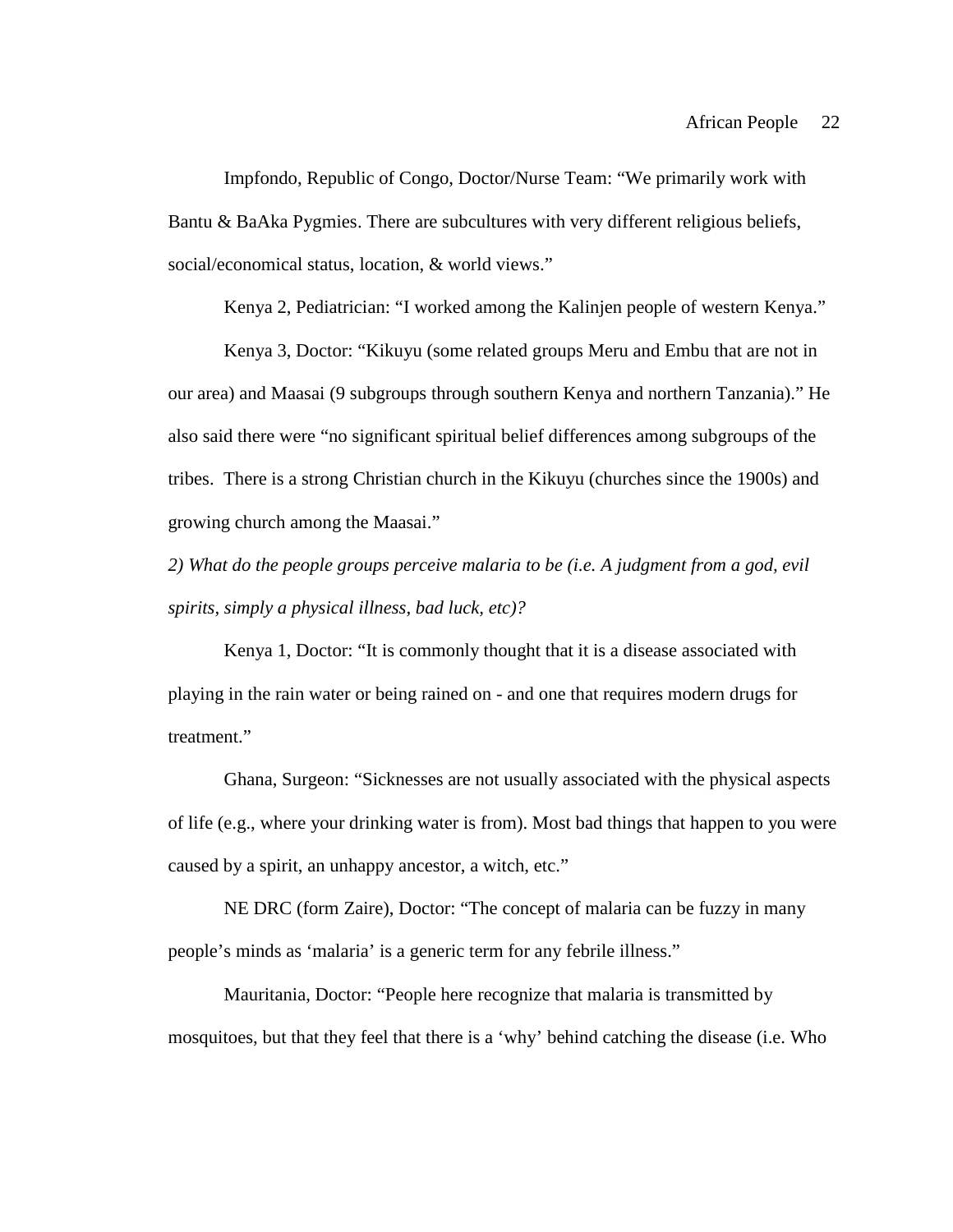Impfondo, Republic of Congo, Doctor/Nurse Team: "We primarily work with Bantu & BaAka Pygmies. There are subcultures with very different religious beliefs, social/economical status, location, & world views."

Kenya 2, Pediatrician: "I worked among the Kalinjen people of western Kenya."

Kenya 3, Doctor: "Kikuyu (some related groups Meru and Embu that are not in our area) and Maasai (9 subgroups through southern Kenya and northern Tanzania)." He also said there were "no significant spiritual belief differences among subgroups of the tribes.  There is a strong Christian church in the Kikuyu (churches since the 1900s) and growing church among the Maasai."

*2) What do the people groups perceive malaria to be (i.e. A judgment from a god, evil spirits, simply a physical illness, bad luck, etc)?*

Kenya 1, Doctor: "It is commonly thought that it is a disease associated with playing in the rain water or being rained on - and one that requires modern drugs for treatment."

Ghana, Surgeon: "Sicknesses are not usually associated with the physical aspects of life (e.g., where your drinking water is from). Most bad things that happen to you were caused by a spirit, an unhappy ancestor, a witch, etc."

NE DRC (form Zaire), Doctor: "The concept of malaria can be fuzzy in many people's minds as 'malaria' is a generic term for any febrile illness."

Mauritania, Doctor: "People here recognize that malaria is transmitted by mosquitoes, but that they feel that there is a 'why' behind catching the disease (i.e. Who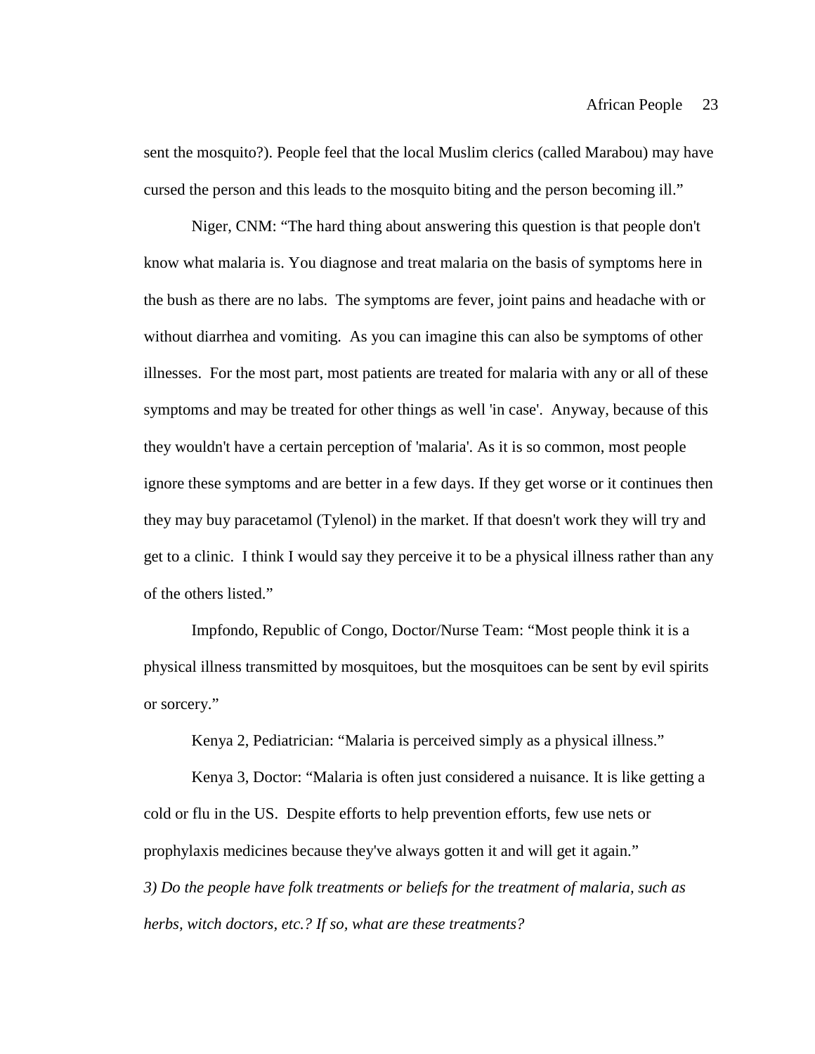sent the mosquito?). People feel that the local Muslim clerics (called Marabou) may have cursed the person and this leads to the mosquito biting and the person becoming ill."

Niger, CNM: "The hard thing about answering this question is that people don't know what malaria is. You diagnose and treat malaria on the basis of symptoms here in the bush as there are no labs. The symptoms are fever, joint pains and headache with or without diarrhea and vomiting. As you can imagine this can also be symptoms of other illnesses. For the most part, most patients are treated for malaria with any or all of these symptoms and may be treated for other things as well 'in case'. Anyway, because of this they wouldn't have a certain perception of 'malaria'. As it is so common, most people ignore these symptoms and are better in a few days. If they get worse or it continues then they may buy paracetamol (Tylenol) in the market. If that doesn't work they will try and get to a clinic. I think I would say they perceive it to be a physical illness rather than any of the others listed."

Impfondo, Republic of Congo, Doctor/Nurse Team: "Most people think it is a physical illness transmitted by mosquitoes, but the mosquitoes can be sent by evil spirits or sorcery."

Kenya 2, Pediatrician: "Malaria is perceived simply as a physical illness."

Kenya 3, Doctor: "Malaria is often just considered a nuisance. It is like getting a cold or flu in the US. Despite efforts to help prevention efforts, few use nets or prophylaxis medicines because they've always gotten it and will get it again."

*3) Do the people have folk treatments or beliefs for the treatment of malaria, such as herbs, witch doctors, etc.? If so, what are these treatments?*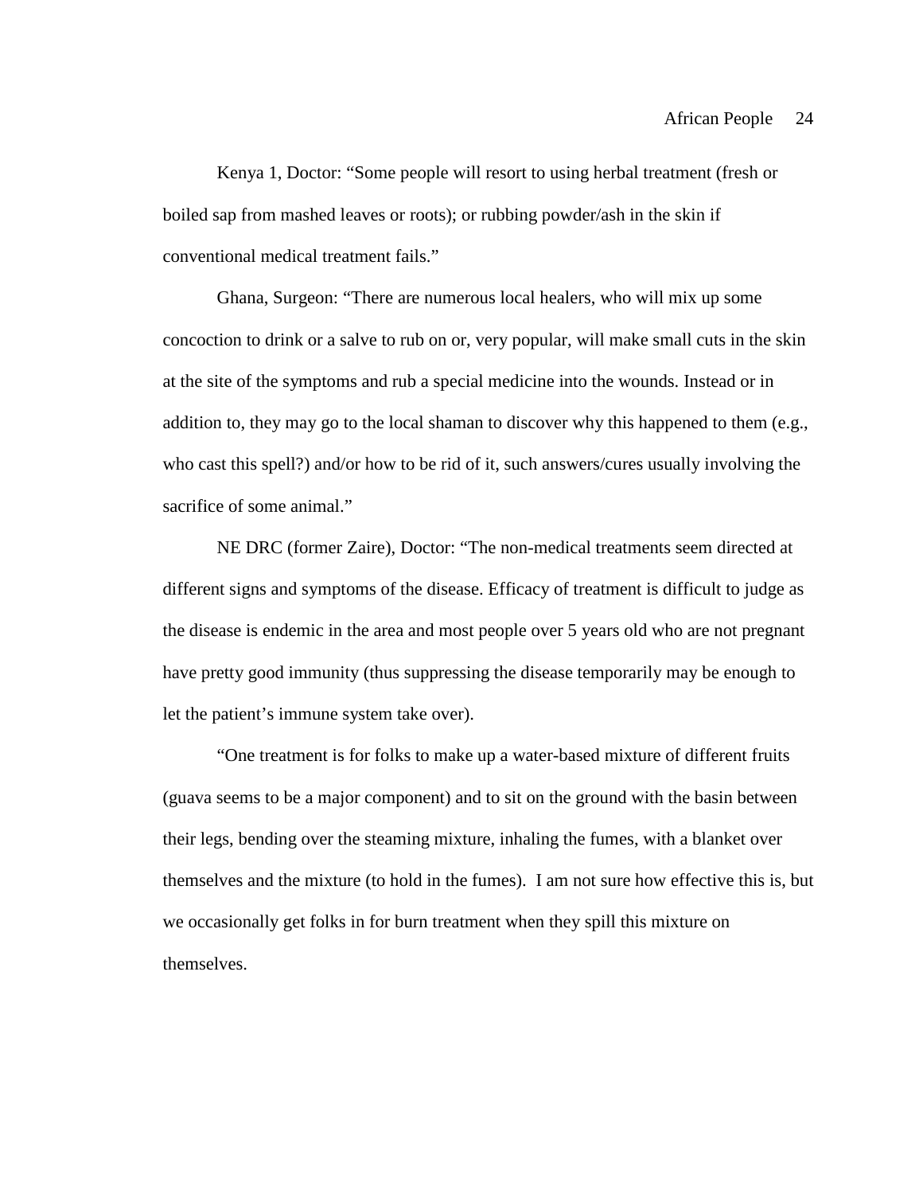Kenya 1, Doctor: “Some people will resort to using herbal treatment (fresh or boiled sap from mashed leaves or roots); or rubbing powder/ash in the skin if conventional medical treatment fails.”

Ghana, Surgeon: “There are numerous local healers, who will mix up some concoction to drink or a salve to rub on or, very popular, will make small cuts in the skin at the site of the symptoms and rub a special medicine into the wounds. Instead or in addition to, they may go to the local shaman to discover why this happened to them (e.g., who cast this spell?) and/or how to be rid of it, such answers/cures usually involving the sacrifice of some animal.”

NE DRC (former Zaire), Doctor: “The non-medical treatments seem directed at different signs and symptoms of the disease. Efficacy of treatment is difficult to judge as the disease is endemic in the area and most people over 5 years old who are not pregnant have pretty good immunity (thus suppressing the disease temporarily may be enough to let the patient’s immune system take over).

“One treatment is for folks to make up a water-based mixture of different fruits (guava seems to be a major component) and to sit on the ground with the basin between their legs, bending over the steaming mixture, inhaling the fumes, with a blanket over themselves and the mixture (to hold in the fumes). I am not sure how effective this is, but we occasionally get folks in for burn treatment when they spill this mixture on themselves.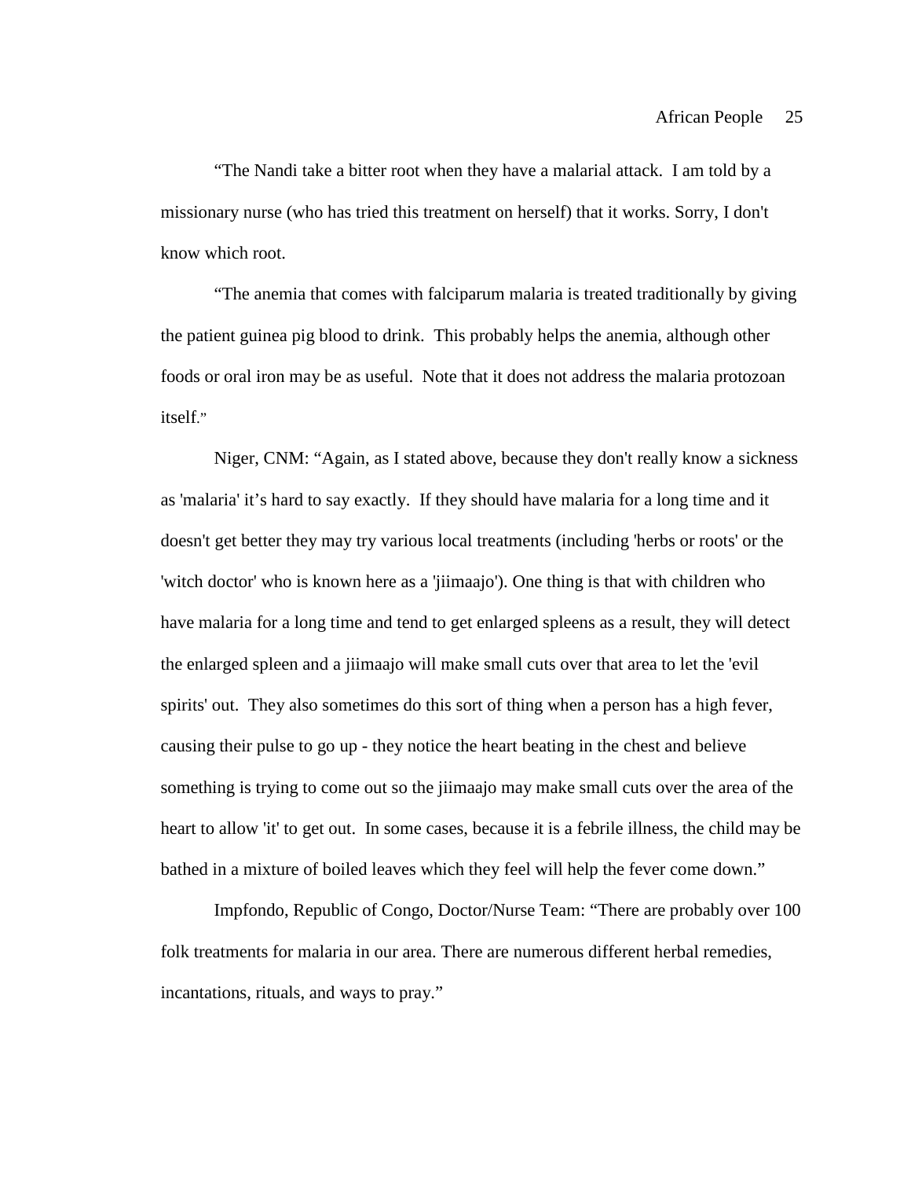"The Nandi take a bitter root when they have a malarial attack. I am told by a missionary nurse (who has tried this treatment on herself) that it works. Sorry, I don't know which root.

"The anemia that comes with falciparum malaria is treated traditionally by giving the patient guinea pig blood to drink. This probably helps the anemia, although other foods or oral iron may be as useful. Note that it does not address the malaria protozoan itself."

Niger, CNM: "Again, as I stated above, because they don't really know a sickness as 'malaria' it's hard to say exactly. If they should have malaria for a long time and it doesn't get better they may try various local treatments (including 'herbs or roots' or the 'witch doctor' who is known here as a 'jiimaajo'). One thing is that with children who have malaria for a long time and tend to get enlarged spleens as a result, they will detect the enlarged spleen and a jiimaajo will make small cuts over that area to let the 'evil spirits' out. They also sometimes do this sort of thing when a person has a high fever, causing their pulse to go up - they notice the heart beating in the chest and believe something is trying to come out so the jiimaajo may make small cuts over the area of the heart to allow 'it' to get out. In some cases, because it is a febrile illness, the child may be bathed in a mixture of boiled leaves which they feel will help the fever come down."

Impfondo, Republic of Congo, Doctor/Nurse Team: "There are probably over 100 folk treatments for malaria in our area. There are numerous different herbal remedies, incantations, rituals, and ways to pray."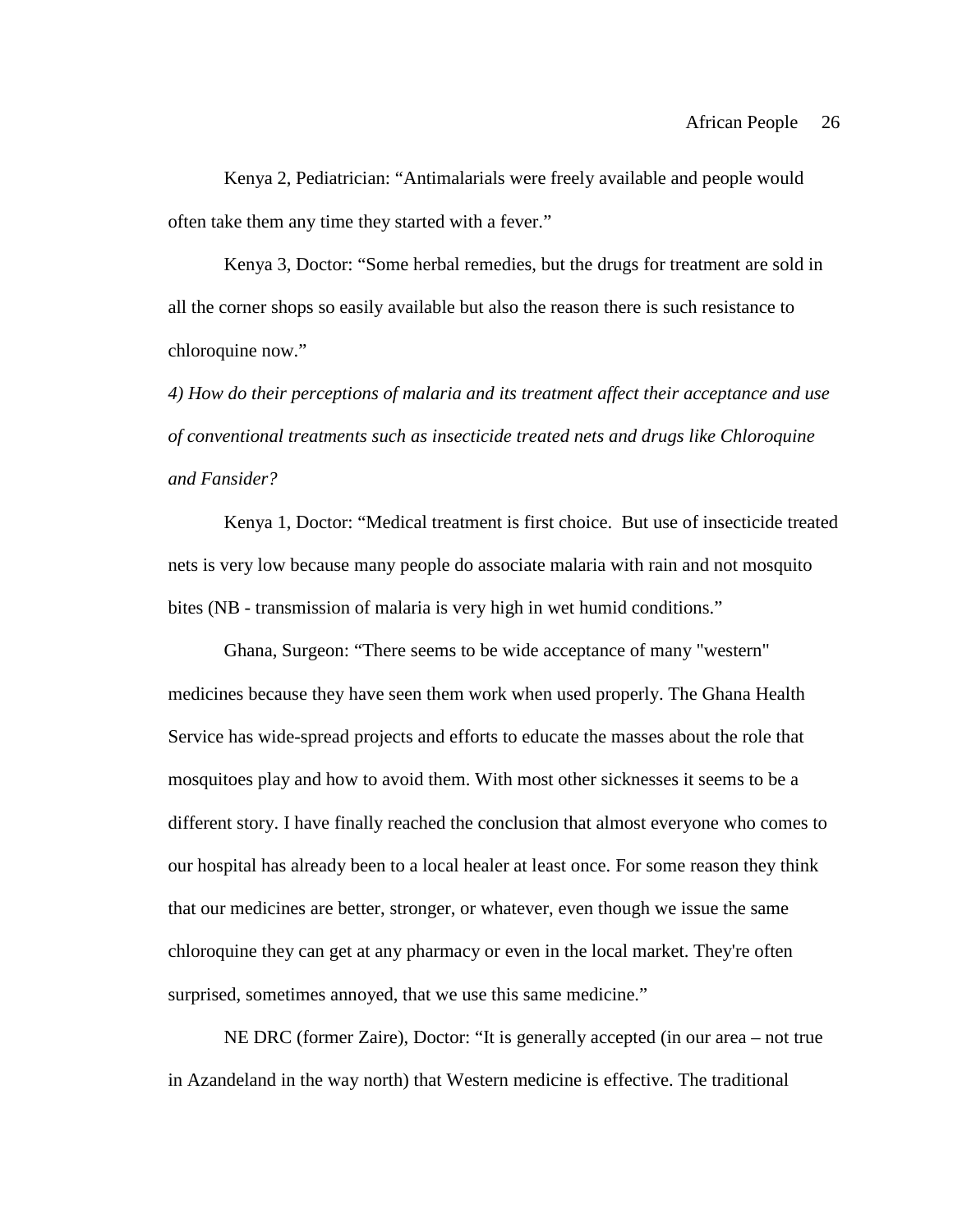Kenya 2, Pediatrician: “Antimalarials were freely available and people would often take them any time they started with a fever.”

Kenya 3, Doctor: “Some herbal remedies, but the drugs for treatment are sold in all the corner shops so easily available but also the reason there is such resistance to chloroquine now.”

*4) How do their perceptions of malaria and its treatment affect their acceptance and use of conventional treatments such as insecticide treated nets and drugs like Chloroquine and Fansider?*

Kenya 1, Doctor: “Medical treatment is first choice. But use of insecticide treated nets is very low because many people do associate malaria with rain and not mosquito bites (NB - transmission of malaria is very high in wet humid conditions.”

Ghana, Surgeon: “There seems to be wide acceptance of many "western" medicines because they have seen them work when used properly. The Ghana Health Service has wide-spread projects and efforts to educate the masses about the role that mosquitoes play and how to avoid them. With most other sicknesses it seems to be a different story. I have finally reached the conclusion that almost everyone who comes to our hospital has already been to a local healer at least once. For some reason they think that our medicines are better, stronger, or whatever, even though we issue the same chloroquine they can get at any pharmacy or even in the local market. They're often surprised, sometimes annoyed, that we use this same medicine.”

NE DRC (former Zaire), Doctor: “It is generally accepted (in our area – not true in Azandeland in the way north) that Western medicine is effective. The traditional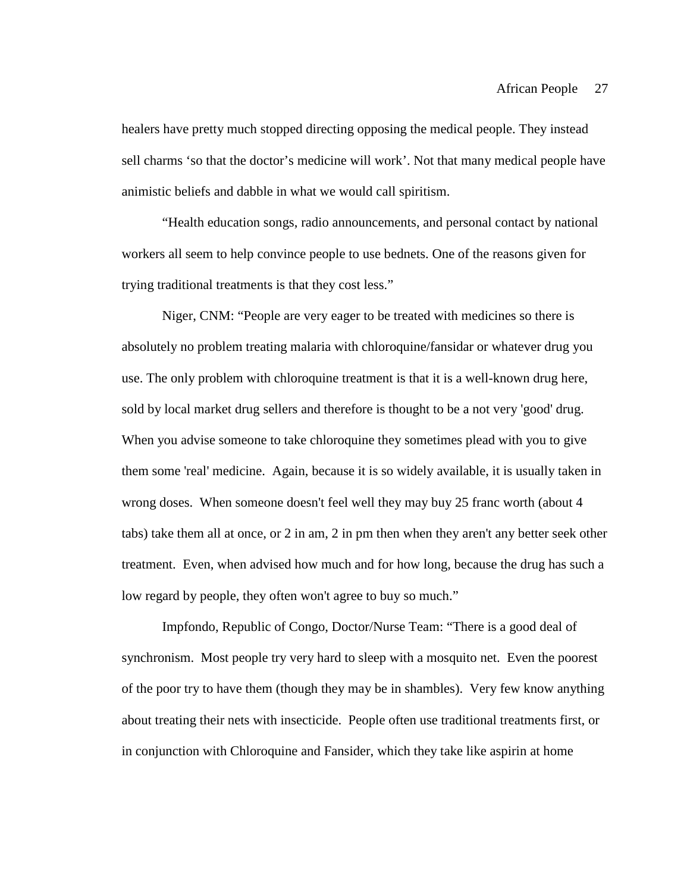healers have pretty much stopped directing opposing the medical people. They instead sell charms 'so that the doctor's medicine will work'. Not that many medical people have animistic beliefs and dabble in what we would call spiritism.

"Health education songs, radio announcements, and personal contact by national workers all seem to help convince people to use bednets. One of the reasons given for trying traditional treatments is that they cost less."

Niger, CNM: "People are very eager to be treated with medicines so there is absolutely no problem treating malaria with chloroquine/fansidar or whatever drug you use. The only problem with chloroquine treatment is that it is a well-known drug here, sold by local market drug sellers and therefore is thought to be a not very 'good' drug. When you advise someone to take chloroquine they sometimes plead with you to give them some 'real' medicine. Again, because it is so widely available, it is usually taken in wrong doses. When someone doesn't feel well they may buy 25 franc worth (about 4 tabs) take them all at once, or 2 in am, 2 in pm then when they aren't any better seek other treatment. Even, when advised how much and for how long, because the drug has such a low regard by people, they often won't agree to buy so much."

Impfondo, Republic of Congo, Doctor/Nurse Team: "There is a good deal of synchronism. Most people try very hard to sleep with a mosquito net. Even the poorest of the poor try to have them (though they may be in shambles). Very few know anything about treating their nets with insecticide. People often use traditional treatments first, or in conjunction with Chloroquine and Fansider, which they take like aspirin at home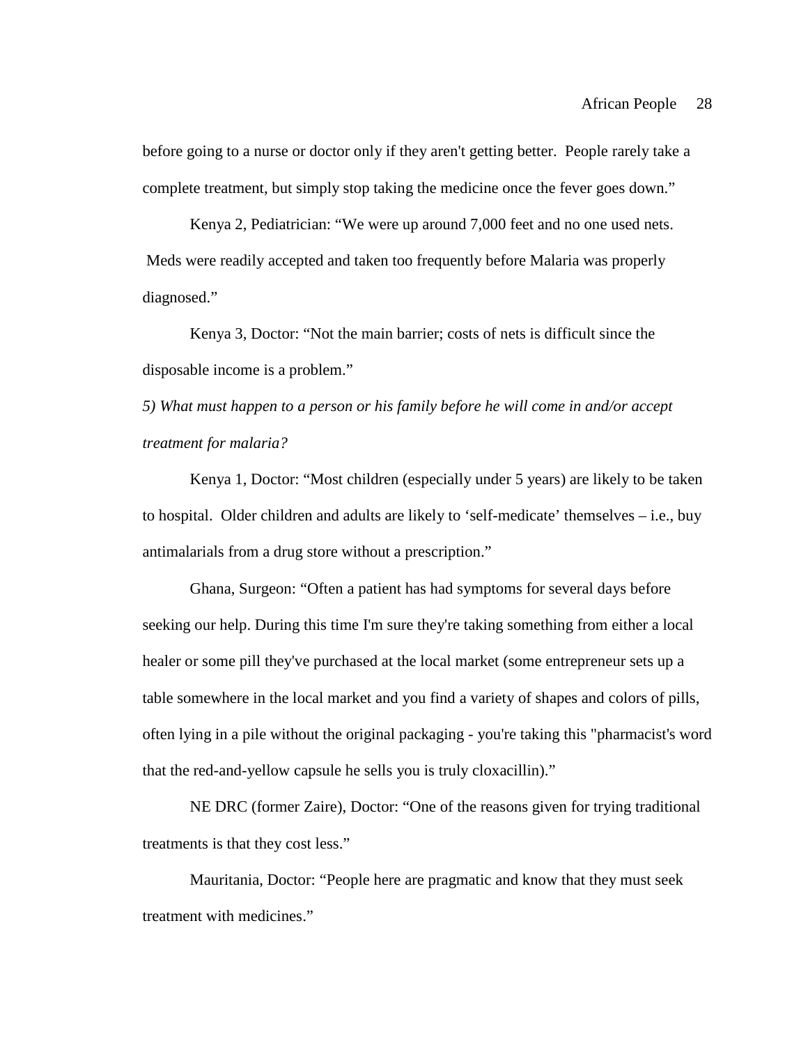before going to a nurse or doctor only if they aren't getting better. People rarely take a complete treatment, but simply stop taking the medicine once the fever goes down."

Kenya 2, Pediatrician: "We were up around 7,000 feet and no one used nets. Meds were readily accepted and taken too frequently before Malaria was properly diagnosed."

Kenya 3, Doctor: "Not the main barrier; costs of nets is difficult since the disposable income is a problem."

*5) What must happen to a person or his family before he will come in and/or accept treatment for malaria?*

Kenya 1, Doctor: "Most children (especially under 5 years) are likely to be taken to hospital. Older children and adults are likely to 'self-medicate' themselves – i.e., buy antimalarials from a drug store without a prescription."

Ghana, Surgeon: "Often a patient has had symptoms for several days before seeking our help. During this time I'm sure they're taking something from either a local healer or some pill they've purchased at the local market (some entrepreneur sets up a table somewhere in the local market and you find a variety of shapes and colors of pills, often lying in a pile without the original packaging - you're taking this "pharmacist's word that the red-and-yellow capsule he sells you is truly cloxacillin)."

NE DRC (former Zaire), Doctor: "One of the reasons given for trying traditional treatments is that they cost less."

Mauritania, Doctor: "People here are pragmatic and know that they must seek treatment with medicines."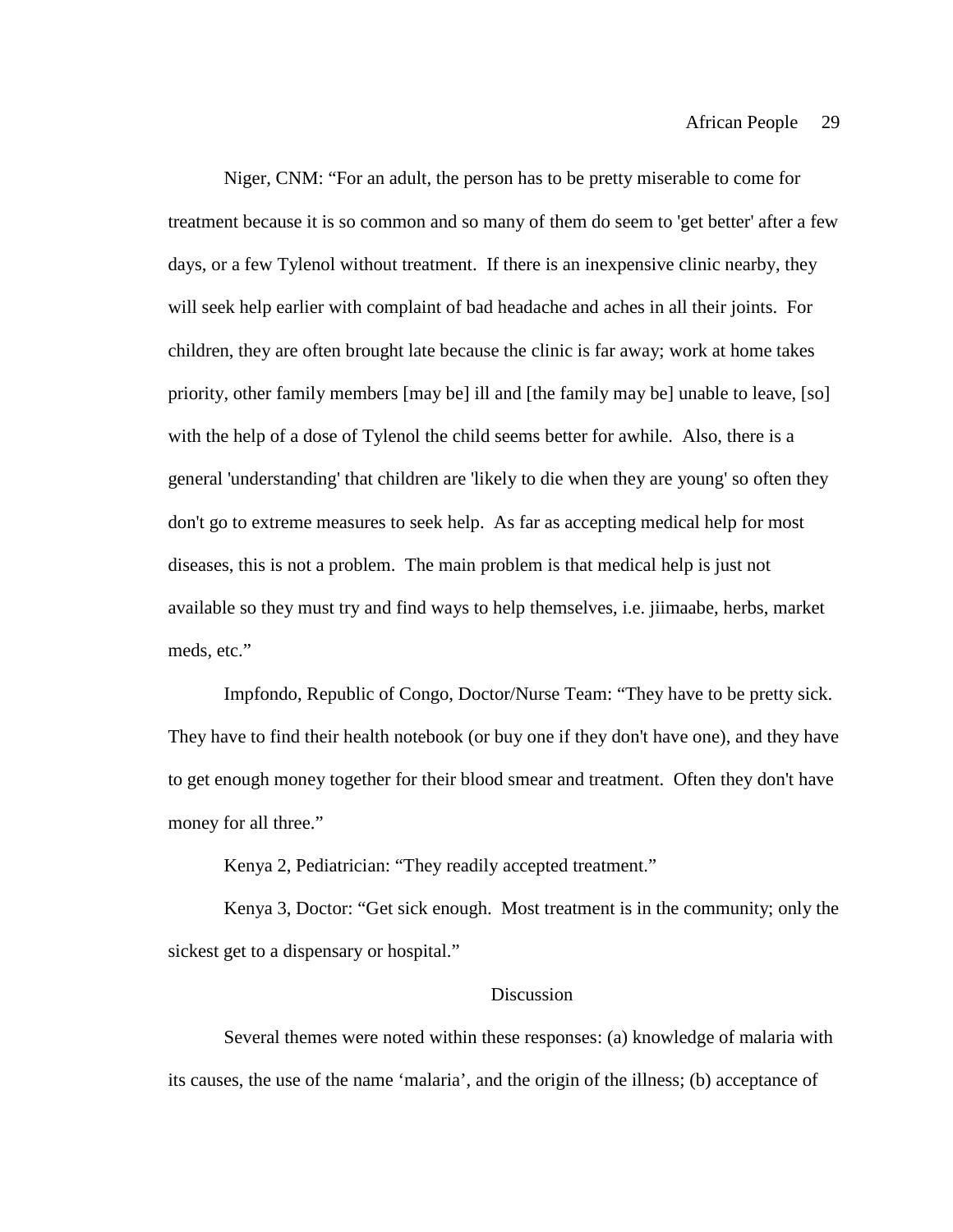Niger, CNM: “For an adult, the person has to be pretty miserable to come for treatment because it is so common and so many of them do seem to 'get better' after a few days, or a few Tylenol without treatment. If there is an inexpensive clinic nearby, they will seek help earlier with complaint of bad headache and aches in all their joints. For children, they are often brought late because the clinic is far away; work at home takes priority, other family members [may be] ill and [the family may be] unable to leave, [so] with the help of a dose of Tylenol the child seems better for awhile. Also, there is a general 'understanding' that children are 'likely to die when they are young' so often they don't go to extreme measures to seek help. As far as accepting medical help for most diseases, this is not a problem. The main problem is that medical help is just not available so they must try and find ways to help themselves, i.e. jiimaabe, herbs, market meds, etc.”

Impfondo, Republic of Congo, Doctor/Nurse Team: “They have to be pretty sick. They have to find their health notebook (or buy one if they don't have one), and they have to get enough money together for their blood smear and treatment. Often they don't have money for all three.”

Kenya 2, Pediatrician: “They readily accepted treatment.”

Kenya 3, Doctor: “Get sick enough. Most treatment is in the community; only the sickest get to a dispensary or hospital.”

## Discussion

Several themes were noted within these responses: (a) knowledge of malaria with its causes, the use of the name ‘malaria’, and the origin of the illness; (b) acceptance of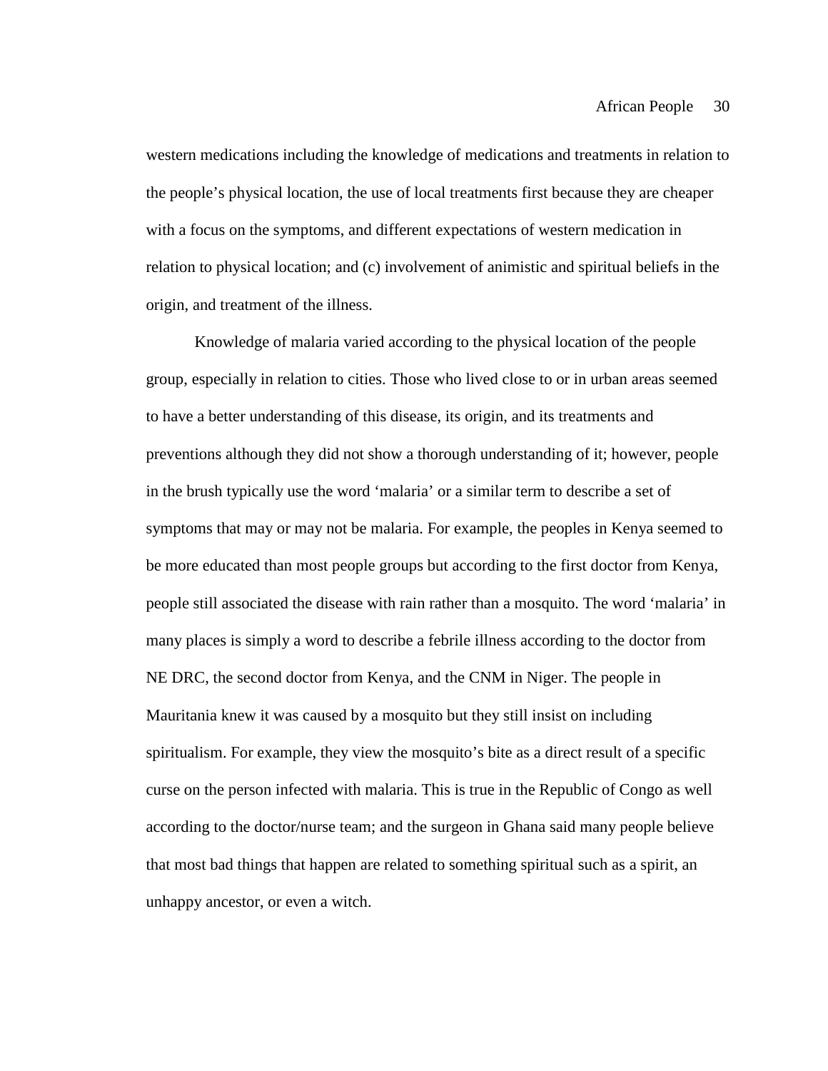western medications including the knowledge of medications and treatments in relation to the people's physical location, the use of local treatments first because they are cheaper with a focus on the symptoms, and different expectations of western medication in relation to physical location; and (c) involvement of animistic and spiritual beliefs in the origin, and treatment of the illness.

Knowledge of malaria varied according to the physical location of the people group, especially in relation to cities. Those who lived close to or in urban areas seemed to have a better understanding of this disease, its origin, and its treatments and preventions although they did not show a thorough understanding of it; however, people in the brush typically use the word 'malaria' or a similar term to describe a set of symptoms that may or may not be malaria. For example, the peoples in Kenya seemed to be more educated than most people groups but according to the first doctor from Kenya, people still associated the disease with rain rather than a mosquito. The word 'malaria' in many places is simply a word to describe a febrile illness according to the doctor from NE DRC, the second doctor from Kenya, and the CNM in Niger. The people in Mauritania knew it was caused by a mosquito but they still insist on including spiritualism. For example, they view the mosquito's bite as a direct result of a specific curse on the person infected with malaria. This is true in the Republic of Congo as well according to the doctor/nurse team; and the surgeon in Ghana said many people believe that most bad things that happen are related to something spiritual such as a spirit, an unhappy ancestor, or even a witch.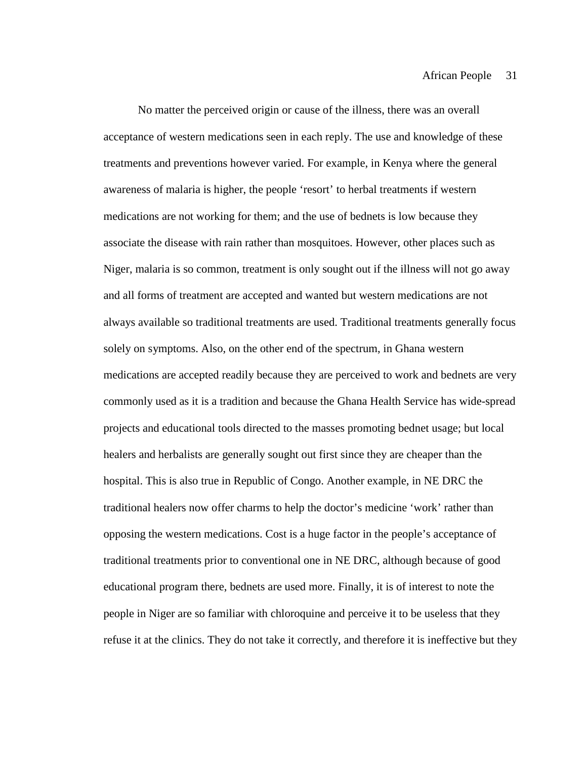No matter the perceived origin or cause of the illness, there was an overall acceptance of western medications seen in each reply. The use and knowledge of these treatments and preventions however varied. For example, in Kenya where the general awareness of malaria is higher, the people 'resort' to herbal treatments if western medications are not working for them; and the use of bednets is low because they associate the disease with rain rather than mosquitoes. However, other places such as Niger, malaria is so common, treatment is only sought out if the illness will not go away and all forms of treatment are accepted and wanted but western medications are not always available so traditional treatments are used. Traditional treatments generally focus solely on symptoms. Also, on the other end of the spectrum, in Ghana western medications are accepted readily because they are perceived to work and bednets are very commonly used as it is a tradition and because the Ghana Health Service has wide-spread projects and educational tools directed to the masses promoting bednet usage; but local healers and herbalists are generally sought out first since they are cheaper than the hospital. This is also true in Republic of Congo. Another example, in NE DRC the traditional healers now offer charms to help the doctor's medicine 'work' rather than opposing the western medications. Cost is a huge factor in the people's acceptance of traditional treatments prior to conventional one in NE DRC, although because of good educational program there, bednets are used more. Finally, it is of interest to note the people in Niger are so familiar with chloroquine and perceive it to be useless that they refuse it at the clinics. They do not take it correctly, and therefore it is ineffective but they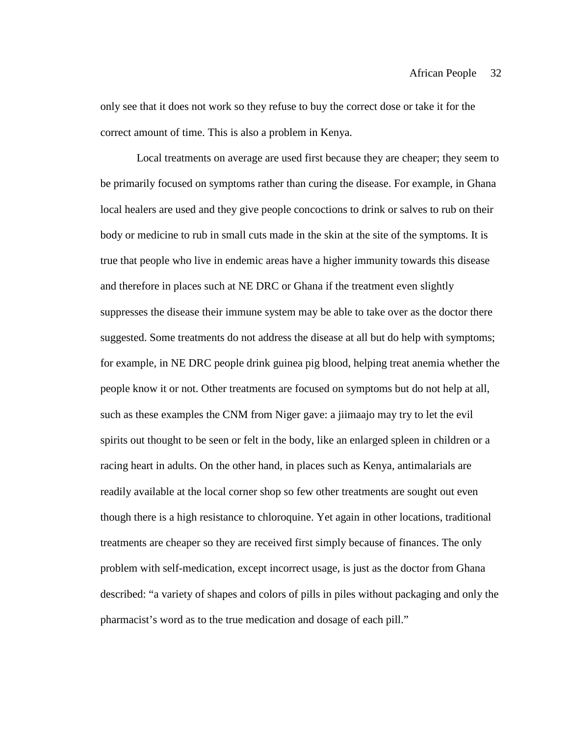only see that it does not work so they refuse to buy the correct dose or take it for the correct amount of time. This is also a problem in Kenya.

Local treatments on average are used first because they are cheaper; they seem to be primarily focused on symptoms rather than curing the disease. For example, in Ghana local healers are used and they give people concoctions to drink or salves to rub on their body or medicine to rub in small cuts made in the skin at the site of the symptoms. It is true that people who live in endemic areas have a higher immunity towards this disease and therefore in places such at NE DRC or Ghana if the treatment even slightly suppresses the disease their immune system may be able to take over as the doctor there suggested. Some treatments do not address the disease at all but do help with symptoms; for example, in NE DRC people drink guinea pig blood, helping treat anemia whether the people know it or not. Other treatments are focused on symptoms but do not help at all, such as these examples the CNM from Niger gave: a jiimaajo may try to let the evil spirits out thought to be seen or felt in the body, like an enlarged spleen in children or a racing heart in adults. On the other hand, in places such as Kenya, antimalarials are readily available at the local corner shop so few other treatments are sought out even though there is a high resistance to chloroquine. Yet again in other locations, traditional treatments are cheaper so they are received first simply because of finances. The only problem with self-medication, except incorrect usage, is just as the doctor from Ghana described: "a variety of shapes and colors of pills in piles without packaging and only the pharmacist's word as to the true medication and dosage of each pill."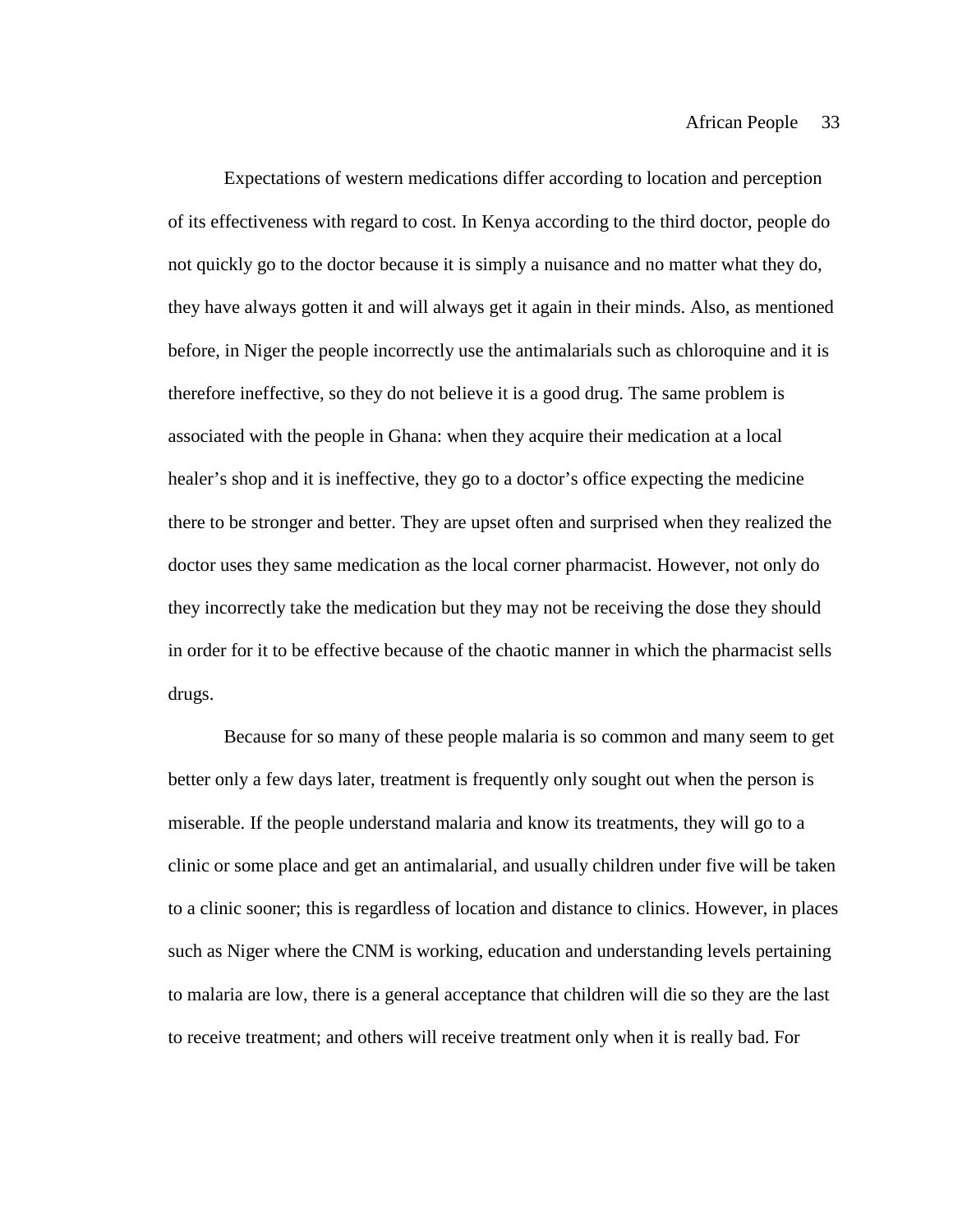Expectations of western medications differ according to location and perception of its effectiveness with regard to cost. In Kenya according to the third doctor, people do not quickly go to the doctor because it is simply a nuisance and no matter what they do, they have always gotten it and will always get it again in their minds. Also, as mentioned before, in Niger the people incorrectly use the antimalarials such as chloroquine and it is therefore ineffective, so they do not believe it is a good drug. The same problem is associated with the people in Ghana: when they acquire their medication at a local healer's shop and it is ineffective, they go to a doctor's office expecting the medicine there to be stronger and better. They are upset often and surprised when they realized the doctor uses they same medication as the local corner pharmacist. However, not only do they incorrectly take the medication but they may not be receiving the dose they should in order for it to be effective because of the chaotic manner in which the pharmacist sells drugs.

Because for so many of these people malaria is so common and many seem to get better only a few days later, treatment is frequently only sought out when the person is miserable. If the people understand malaria and know its treatments, they will go to a clinic or some place and get an antimalarial, and usually children under five will be taken to a clinic sooner; this is regardless of location and distance to clinics. However, in places such as Niger where the CNM is working, education and understanding levels pertaining to malaria are low, there is a general acceptance that children will die so they are the last to receive treatment; and others will receive treatment only when it is really bad. For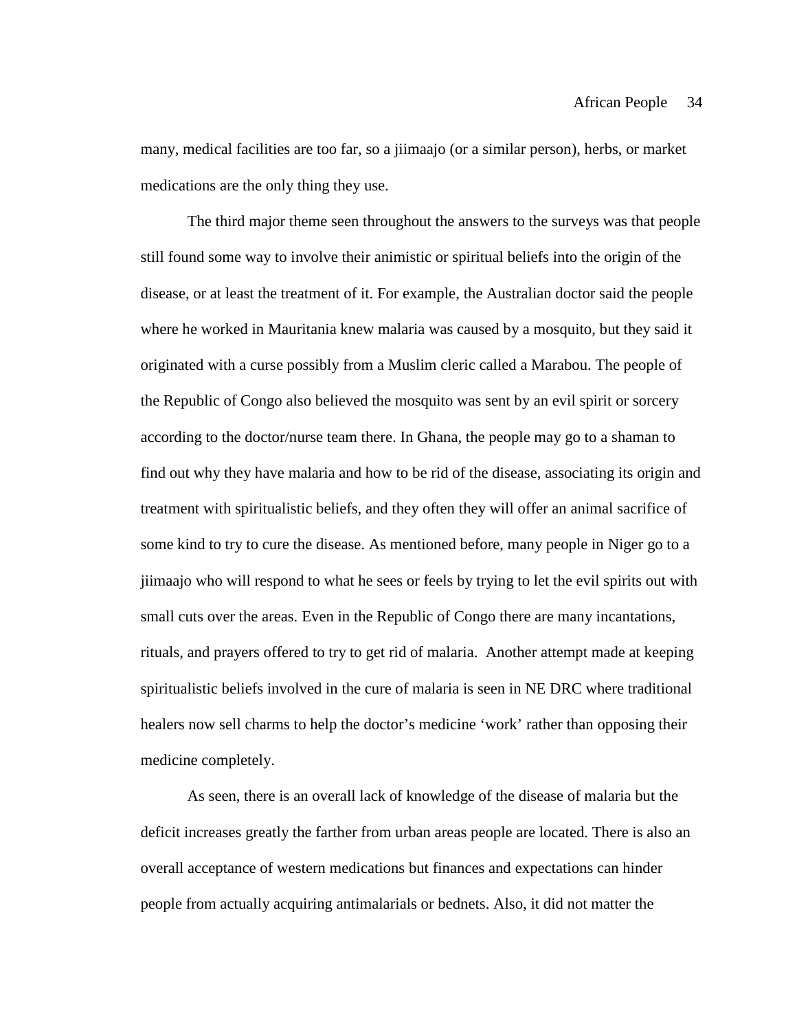many, medical facilities are too far, so a jiimaajo (or a similar person), herbs, or market medications are the only thing they use.

The third major theme seen throughout the answers to the surveys was that people still found some way to involve their animistic or spiritual beliefs into the origin of the disease, or at least the treatment of it. For example, the Australian doctor said the people where he worked in Mauritania knew malaria was caused by a mosquito, but they said it originated with a curse possibly from a Muslim cleric called a Marabou. The people of the Republic of Congo also believed the mosquito was sent by an evil spirit or sorcery according to the doctor/nurse team there. In Ghana, the people may go to a shaman to find out why they have malaria and how to be rid of the disease, associating its origin and treatment with spiritualistic beliefs, and they often they will offer an animal sacrifice of some kind to try to cure the disease. As mentioned before, many people in Niger go to a jiimaajo who will respond to what he sees or feels by trying to let the evil spirits out with small cuts over the areas. Even in the Republic of Congo there are many incantations, rituals, and prayers offered to try to get rid of malaria.  Another attempt made at keeping spiritualistic beliefs involved in the cure of malaria is seen in NE DRC where traditional healers now sell charms to help the doctor's medicine 'work' rather than opposing their medicine completely.

As seen, there is an overall lack of knowledge of the disease of malaria but the deficit increases greatly the farther from urban areas people are located. There is also an overall acceptance of western medications but finances and expectations can hinder people from actually acquiring antimalarials or bednets. Also, it did not matter the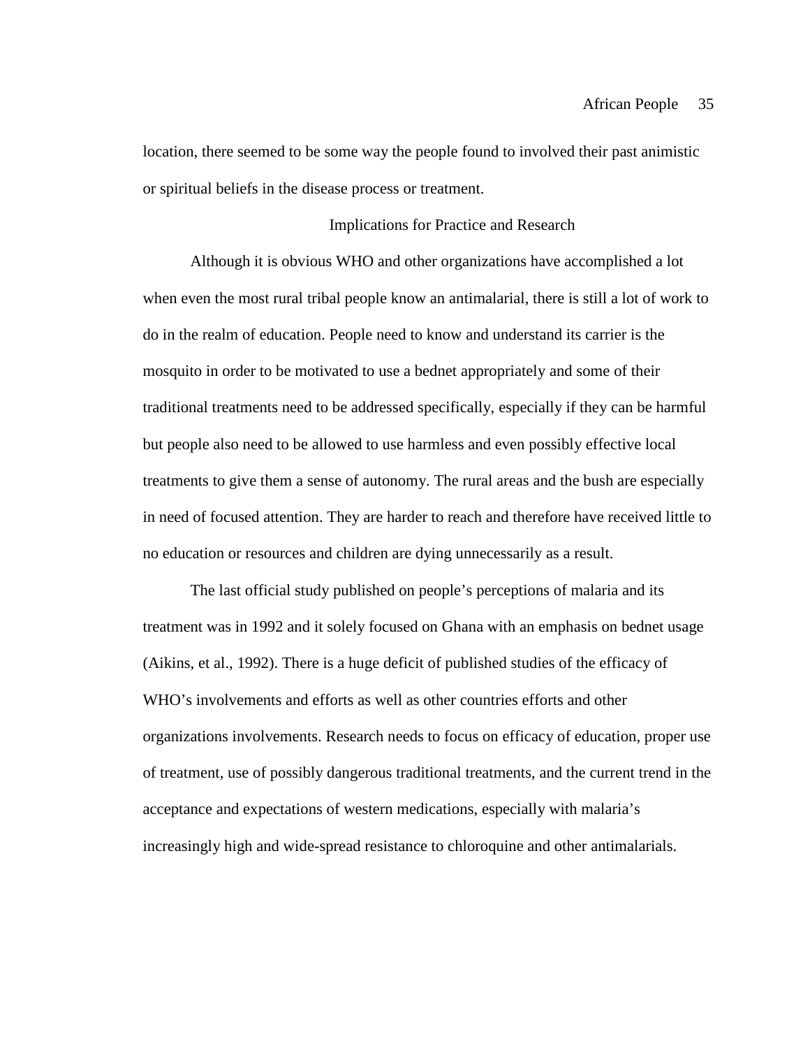location, there seemed to be some way the people found to involved their past animistic or spiritual beliefs in the disease process or treatment.

## Implications for Practice and Research

Although it is obvious WHO and other organizations have accomplished a lot when even the most rural tribal people know an antimalarial, there is still a lot of work to do in the realm of education. People need to know and understand its carrier is the mosquito in order to be motivated to use a bednet appropriately and some of their traditional treatments need to be addressed specifically, especially if they can be harmful but people also need to be allowed to use harmless and even possibly effective local treatments to give them a sense of autonomy. The rural areas and the bush are especially in need of focused attention. They are harder to reach and therefore have received little to no education or resources and children are dying unnecessarily as a result.

The last official study published on people's perceptions of malaria and its treatment was in 1992 and it solely focused on Ghana with an emphasis on bednet usage (Aikins, et al., 1992). There is a huge deficit of published studies of the efficacy of WHO's involvements and efforts as well as other countries efforts and other organizations involvements. Research needs to focus on efficacy of education, proper use of treatment, use of possibly dangerous traditional treatments, and the current trend in the acceptance and expectations of western medications, especially with malaria's increasingly high and wide-spread resistance to chloroquine and other antimalarials.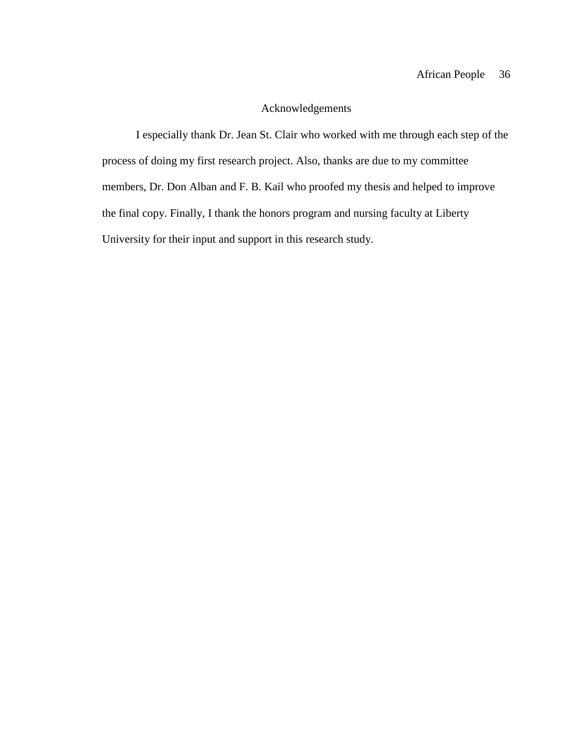# Acknowledgements

I especially thank Dr. Jean St. Clair who worked with me through each step of the process of doing my first research project. Also, thanks are due to my committee members, Dr. Don Alban and F. B. Kail who proofed my thesis and helped to improve the final copy. Finally, I thank the honors program and nursing faculty at Liberty University for their input and support in this research study.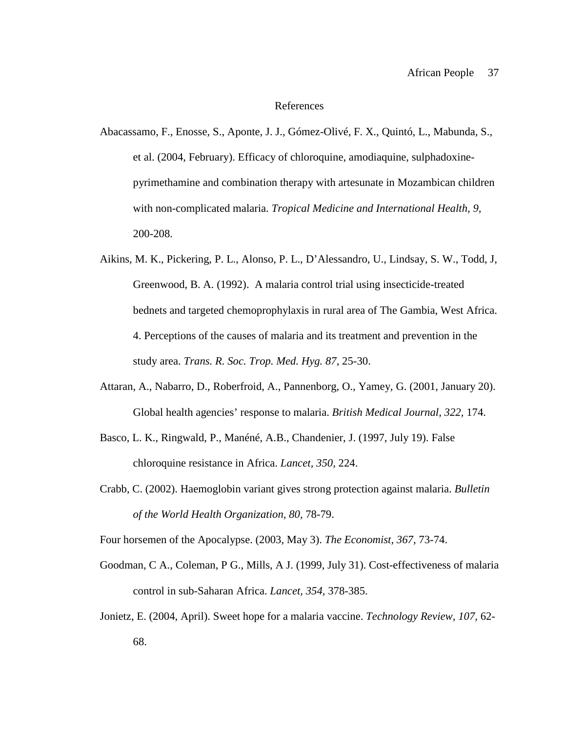# References

Abacassamo, F., Enosse, S., Aponte, J. J., Gómez-Olivé, F. X., Quintó, L., Mabunda, S., et al. (2004, February). Efficacy of chloroquine, amodiaquine, sulphadoxine-pyrimethamine and combination therapy with artesunate in Mozambican children with non-complicated malaria. *Tropical Medicine and International Health, 9,* 200-208.

Aikins, M. K., Pickering, P. L., Alonso, P. L., D'Alessandro, U., Lindsay, S. W., Todd, J, Greenwood, B. A. (1992). A malaria control trial using insecticide-treated bednets and targeted chemoprophylaxis in rural area of The Gambia, West Africa. 4. Perceptions of the causes of malaria and its treatment and prevention in the study area. *Trans. R. Soc. Trop. Med. Hyg. 87*, 25-30.

Attaran, A., Nabarro, D., Roberfroid, A., Pannenborg, O., Yamey, G. (2001, January 20). Global health agencies' response to malaria. *British Medical Journal, 322,* 174.

Basco, L. K., Ringwald, P., Manéné, A.B., Chandenier, J. (1997, July 19). False chloroquine resistance in Africa. *Lancet, 350,* 224.

Crabb, C. (2002). Haemoglobin variant gives strong protection against malaria. *Bulletin of the World Health Organization, 80,* 78-79.

Four horsemen of the Apocalypse. (2003, May 3). *The Economist, 367,* 73-74.

Goodman, C A., Coleman, P G., Mills, A J. (1999, July 31). Cost-effectiveness of malaria control in sub-Saharan Africa. *Lancet, 354,* 378-385.

Jonietz, E. (2004, April). Sweet hope for a malaria vaccine. *Technology Review, 107,* 62-68.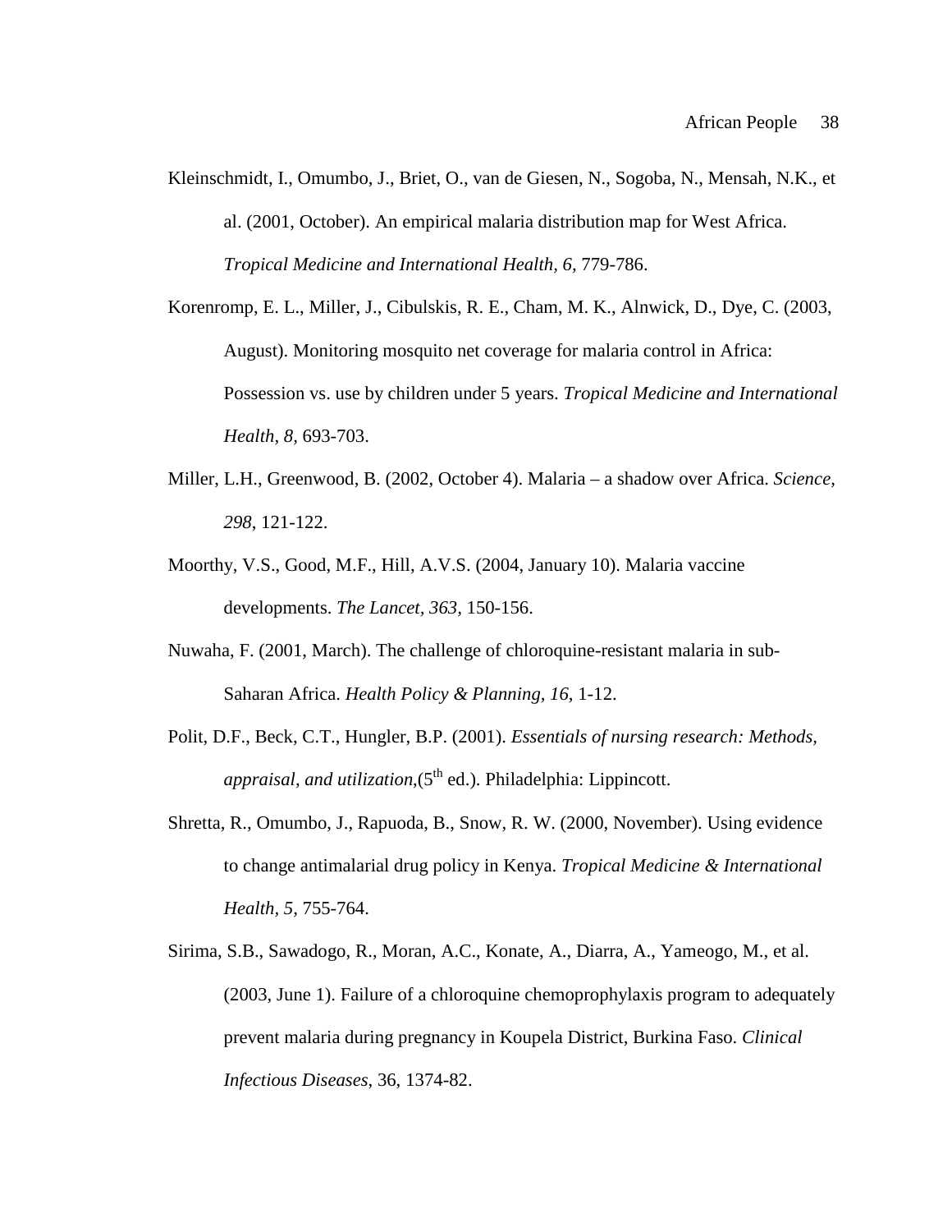Kleinschmidt, I., Omumbo, J., Briet, O., van de Giesen, N., Sogoba, N., Mensah, N.K., et al. (2001, October). An empirical malaria distribution map for West Africa. *Tropical Medicine and International Health, 6,* 779-786.

Korenromp, E. L., Miller, J., Cibulskis, R. E., Cham, M. K., Alnwick, D., Dye, C. (2003, August). Monitoring mosquito net coverage for malaria control in Africa: Possession vs. use by children under 5 years. *Tropical Medicine and International Health, 8,* 693-703.

Miller, L.H., Greenwood, B. (2002, October 4). Malaria – a shadow over Africa. *Science, 298,* 121-122.

Moorthy, V.S., Good, M.F., Hill, A.V.S. (2004, January 10). Malaria vaccine developments. *The Lancet, 363,* 150-156.

Nuwaha, F. (2001, March). The challenge of chloroquine-resistant malaria in sub-Saharan Africa. *Health Policy & Planning, 16,* 1-12.

Polit, D.F., Beck, C.T., Hungler, B.P. (2001). *Essentials of nursing research: Methods, appraisal, and utilization,*(5th ed.). Philadelphia: Lippincott.

Shretta, R., Omumbo, J., Rapuoda, B., Snow, R. W. (2000, November). Using evidence to change antimalarial drug policy in Kenya. *Tropical Medicine & International Health, 5,* 755-764.

Sirima, S.B., Sawadogo, R., Moran, A.C., Konate, A., Diarra, A., Yameogo, M., et al. (2003, June 1). Failure of a chloroquine chemoprophylaxis program to adequately prevent malaria during pregnancy in Koupela District, Burkina Faso. *Clinical Infectious Diseases*, 36, 1374-82.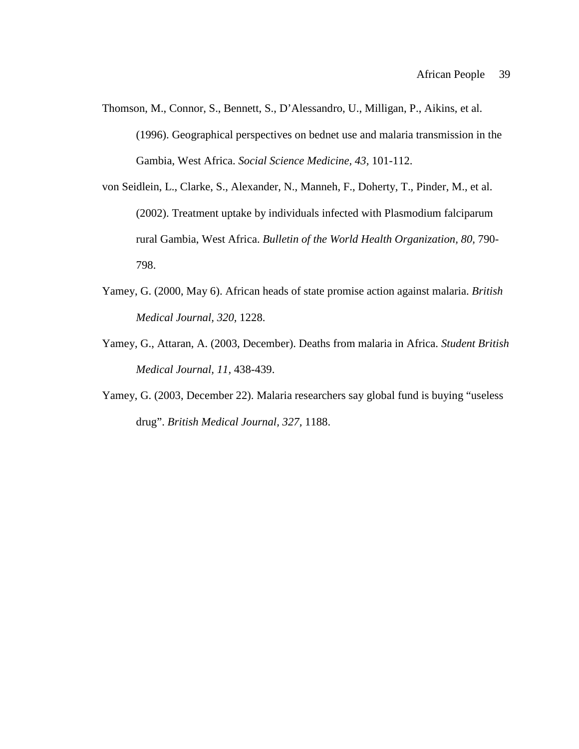Thomson, M., Connor, S., Bennett, S., D'Alessandro, U., Milligan, P., Aikins, et al. (1996). Geographical perspectives on bednet use and malaria transmission in the Gambia, West Africa. *Social Science Medicine, 43,* 101-112.

von Seidlein, L., Clarke, S., Alexander, N., Manneh, F., Doherty, T., Pinder, M., et al. (2002). Treatment uptake by individuals infected with Plasmodium falciparum rural Gambia, West Africa. *Bulletin of the World Health Organization, 80,* 790-798.

Yamey, G. (2000, May 6). African heads of state promise action against malaria. *British Medical Journal, 320,* 1228.

Yamey, G., Attaran, A. (2003, December). Deaths from malaria in Africa. *Student British Medical Journal, 11,* 438-439.

Yamey, G. (2003, December 22). Malaria researchers say global fund is buying "useless drug". *British Medical Journal, 327,* 1188.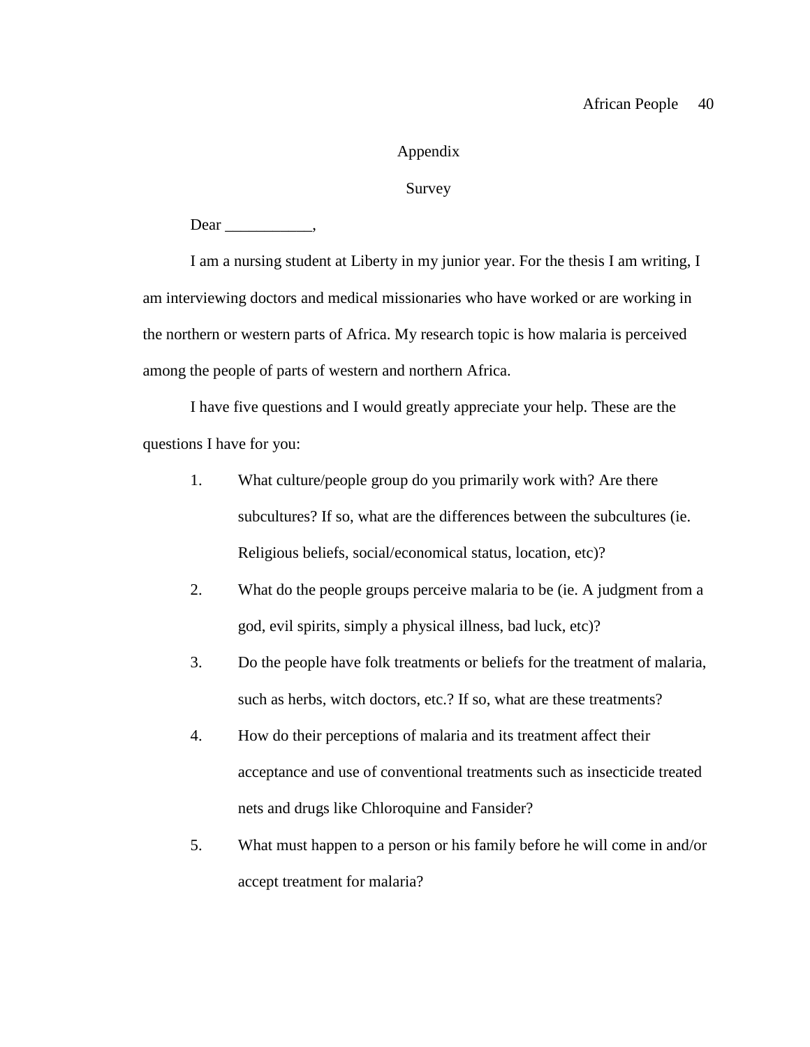# Appendix

## Survey

Dear ___________,

I am a nursing student at Liberty in my junior year. For the thesis I am writing, I am interviewing doctors and medical missionaries who have worked or are working in the northern or western parts of Africa. My research topic is how malaria is perceived among the people of parts of western and northern Africa.

I have five questions and I would greatly appreciate your help. These are the questions I have for you:

1. What culture/people group do you primarily work with? Are there subcultures? If so, what are the differences between the subcultures (ie. Religious beliefs, social/economical status, location, etc)?
2. What do the people groups perceive malaria to be (ie. A judgment from a god, evil spirits, simply a physical illness, bad luck, etc)?
3. Do the people have folk treatments or beliefs for the treatment of malaria, such as herbs, witch doctors, etc.? If so, what are these treatments?
4. How do their perceptions of malaria and its treatment affect their acceptance and use of conventional treatments such as insecticide treated nets and drugs like Chloroquine and Fansider?
5. What must happen to a person or his family before he will come in and/or accept treatment for malaria?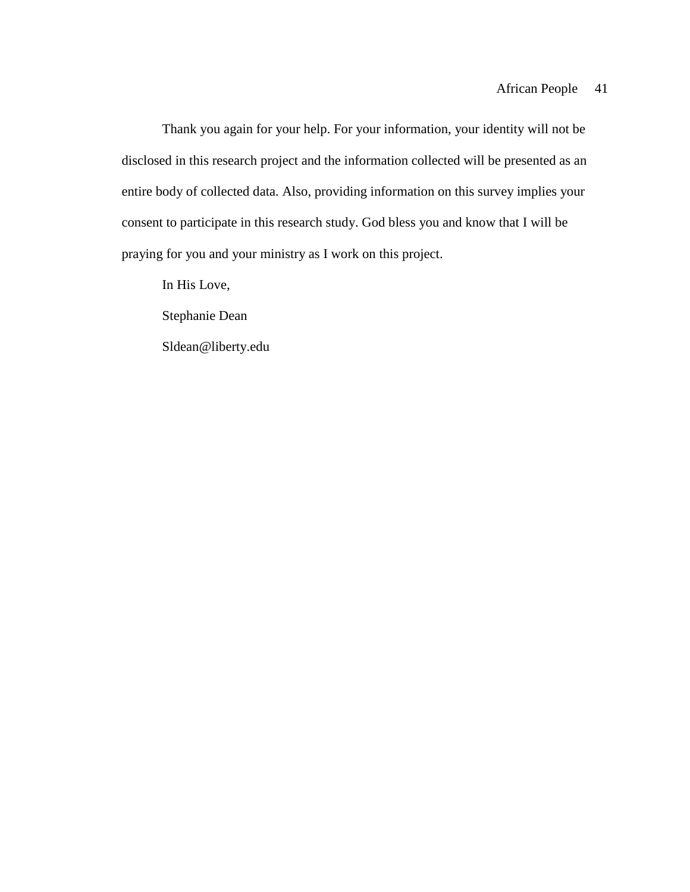Thank you again for your help. For your information, your identity will not be disclosed in this research project and the information collected will be presented as an entire body of collected data. Also, providing information on this survey implies your consent to participate in this research study. God bless you and know that I will be praying for you and your ministry as I work on this project.

In His Love,

Stephanie Dean

Sldean@liberty.edu